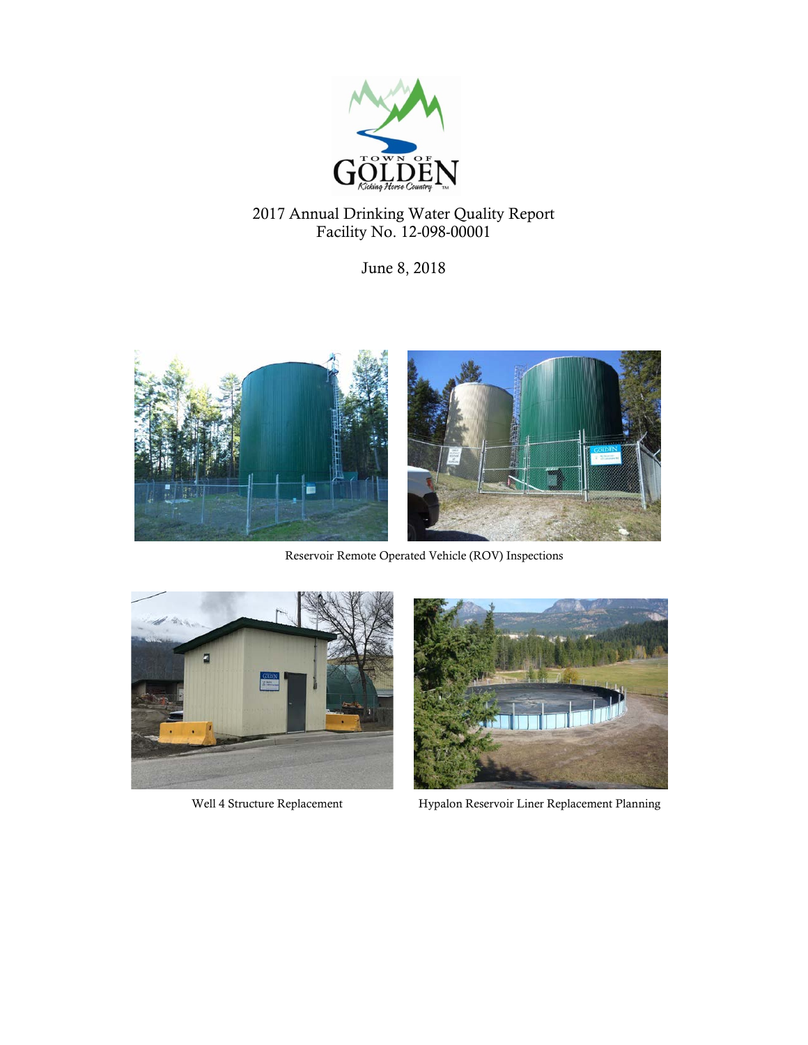# 2017 Annual Drinking Water Quality Report
## Facility No. 12-098-00001

June 8, 2018

Reservoir Remote Operated Vehicle (ROV) Inspections

Well 4 Structure Replacement

Hypalon Reservoir Liner Replacement Planning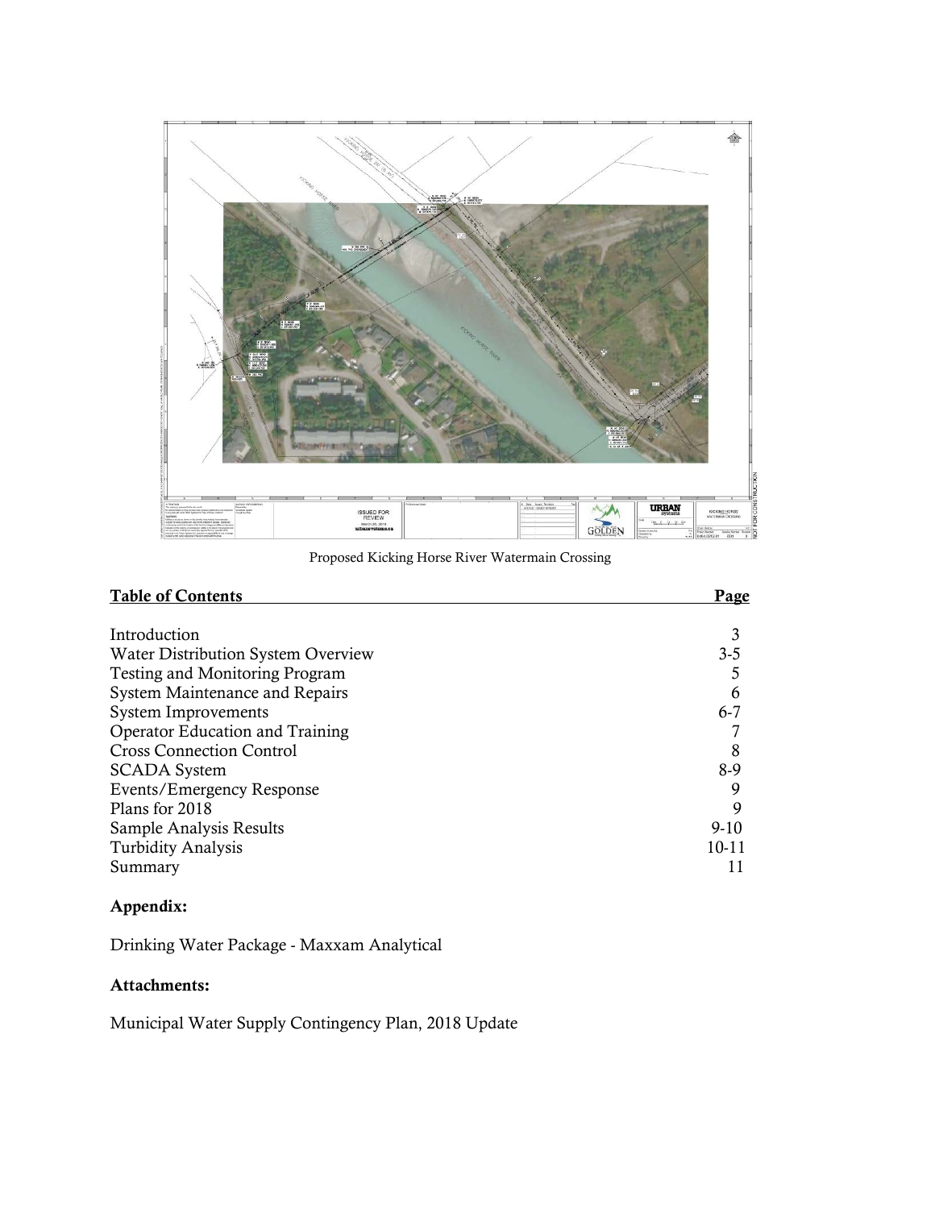Proposed Kicking Horse River Watermain Crossing

| Table of Contents | Page |
| --- | --- |
| Introduction | 3 |
| Water Distribution System Overview | 3-5 |
| Testing and Monitoring Program | 5 |
| System Maintenance and Repairs | 6 |
| System Improvements | 6-7 |
| Operator Education and Training | 7 |
| Cross Connection Control | 8 |
| SCADA System | 8-9 |
| Events/Emergency Response | 9 |
| Plans for 2018 | 9 |
| Sample Analysis Results | 9-10 |
| Turbidity Analysis | 10-11 |
| Summary | 11 |

**Appendix:**

Drinking Water Package - Maxxam Analytical

**Attachments:**

Municipal Water Supply Contingency Plan, 2018 Update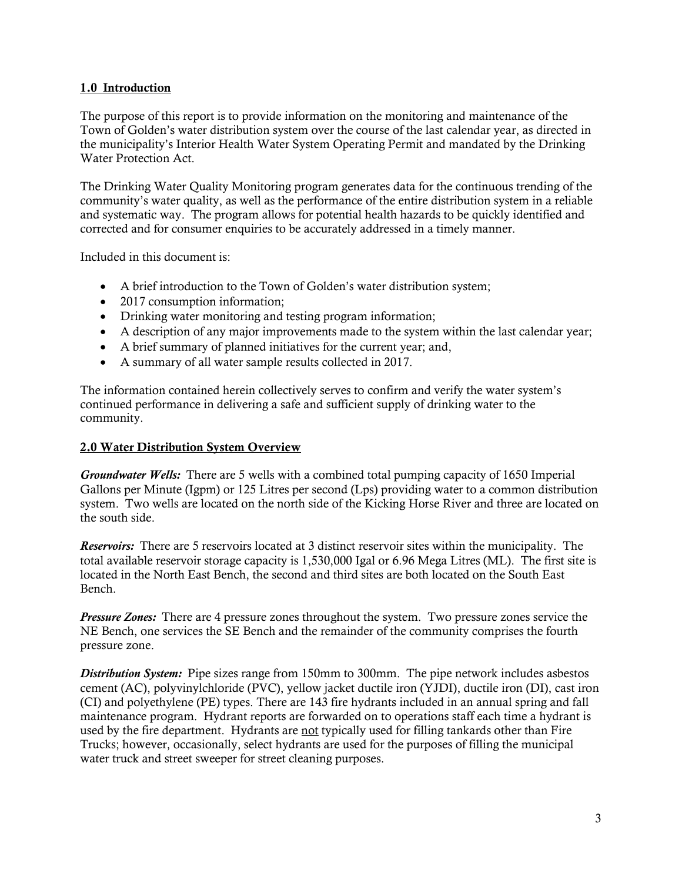## 1.0 Introduction

The purpose of this report is to provide information on the monitoring and maintenance of the Town of Golden's water distribution system over the course of the last calendar year, as directed in the municipality's Interior Health Water System Operating Permit and mandated by the Drinking Water Protection Act.

The Drinking Water Quality Monitoring program generates data for the continuous trending of the community's water quality, as well as the performance of the entire distribution system in a reliable and systematic way. The program allows for potential health hazards to be quickly identified and corrected and for consumer enquiries to be accurately addressed in a timely manner.

Included in this document is:

- A brief introduction to the Town of Golden's water distribution system;
- 2017 consumption information;
- Drinking water monitoring and testing program information;
- A description of any major improvements made to the system within the last calendar year;
- A brief summary of planned initiatives for the current year; and,
- A summary of all water sample results collected in 2017.

The information contained herein collectively serves to confirm and verify the water system's continued performance in delivering a safe and sufficient supply of drinking water to the community.

## 2.0 Water Distribution System Overview

***Groundwater Wells:*** There are 5 wells with a combined total pumping capacity of 1650 Imperial Gallons per Minute (Igpm) or 125 Litres per second (Lps) providing water to a common distribution system. Two wells are located on the north side of the Kicking Horse River and three are located on the south side.

***Reservoirs:*** There are 5 reservoirs located at 3 distinct reservoir sites within the municipality. The total available reservoir storage capacity is 1,530,000 Igal or 6.96 Mega Litres (ML). The first site is located in the North East Bench, the second and third sites are both located on the South East Bench.

***Pressure Zones:*** There are 4 pressure zones throughout the system. Two pressure zones service the NE Bench, one services the SE Bench and the remainder of the community comprises the fourth pressure zone.

***Distribution System:*** Pipe sizes range from 150mm to 300mm. The pipe network includes asbestos cement (AC), polyvinylchloride (PVC), yellow jacket ductile iron (YJDI), ductile iron (DI), cast iron (CI) and polyethylene (PE) types. There are 143 fire hydrants included in an annual spring and fall maintenance program. Hydrant reports are forwarded on to operations staff each time a hydrant is used by the fire department. Hydrants are <u>not</u> typically used for filling tankards other than Fire Trucks; however, occasionally, select hydrants are used for the purposes of filling the municipal water truck and street sweeper for street cleaning purposes.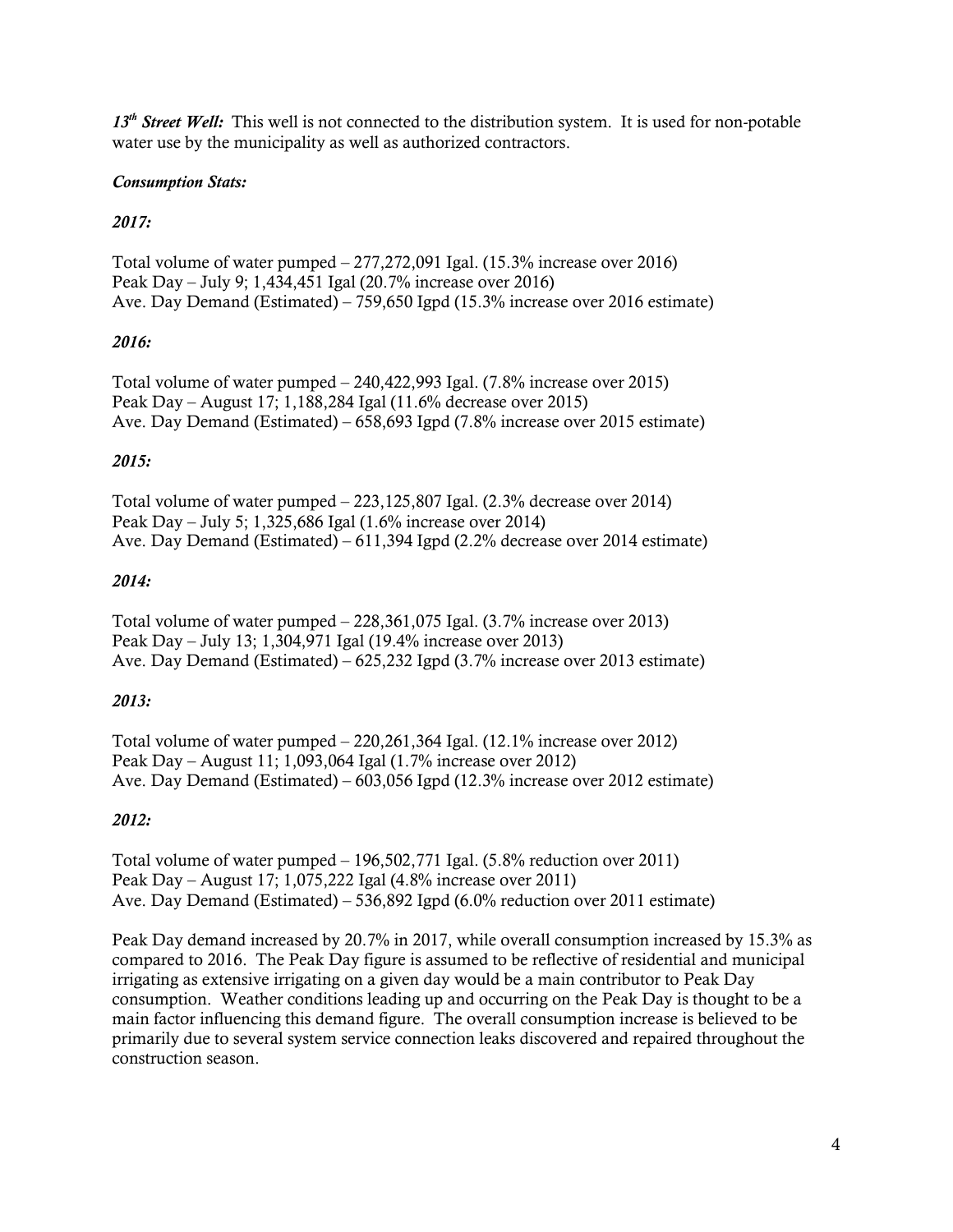***13th Street Well:*** This well is not connected to the distribution system. It is used for non-potable water use by the municipality as well as authorized contractors.

***Consumption Stats:***

***2017:***

Total volume of water pumped – 277,272,091 Igal. (15.3% increase over 2016)
Peak Day – July 9; 1,434,451 Igal (20.7% increase over 2016)
Ave. Day Demand (Estimated) – 759,650 Igpd (15.3% increase over 2016 estimate)

***2016:***

Total volume of water pumped – 240,422,993 Igal. (7.8% increase over 2015)
Peak Day – August 17; 1,188,284 Igal (11.6% decrease over 2015)
Ave. Day Demand (Estimated) – 658,693 Igpd (7.8% increase over 2015 estimate)

***2015:***

Total volume of water pumped – 223,125,807 Igal. (2.3% decrease over 2014)
Peak Day – July 5; 1,325,686 Igal (1.6% increase over 2014)
Ave. Day Demand (Estimated) – 611,394 Igpd (2.2% decrease over 2014 estimate)

***2014:***

Total volume of water pumped – 228,361,075 Igal. (3.7% increase over 2013)
Peak Day – July 13; 1,304,971 Igal (19.4% increase over 2013)
Ave. Day Demand (Estimated) – 625,232 Igpd (3.7% increase over 2013 estimate)

***2013:***

Total volume of water pumped – 220,261,364 Igal. (12.1% increase over 2012)
Peak Day – August 11; 1,093,064 Igal (1.7% increase over 2012)
Ave. Day Demand (Estimated) – 603,056 Igpd (12.3% increase over 2012 estimate)

***2012:***

Total volume of water pumped – 196,502,771 Igal. (5.8% reduction over 2011)
Peak Day – August 17; 1,075,222 Igal (4.8% increase over 2011)
Ave. Day Demand (Estimated) – 536,892 Igpd (6.0% reduction over 2011 estimate)

Peak Day demand increased by 20.7% in 2017, while overall consumption increased by 15.3% as compared to 2016. The Peak Day figure is assumed to be reflective of residential and municipal irrigating as extensive irrigating on a given day would be a main contributor to Peak Day consumption. Weather conditions leading up and occurring on the Peak Day is thought to be a main factor influencing this demand figure. The overall consumption increase is believed to be primarily due to several system service connection leaks discovered and repaired throughout the construction season.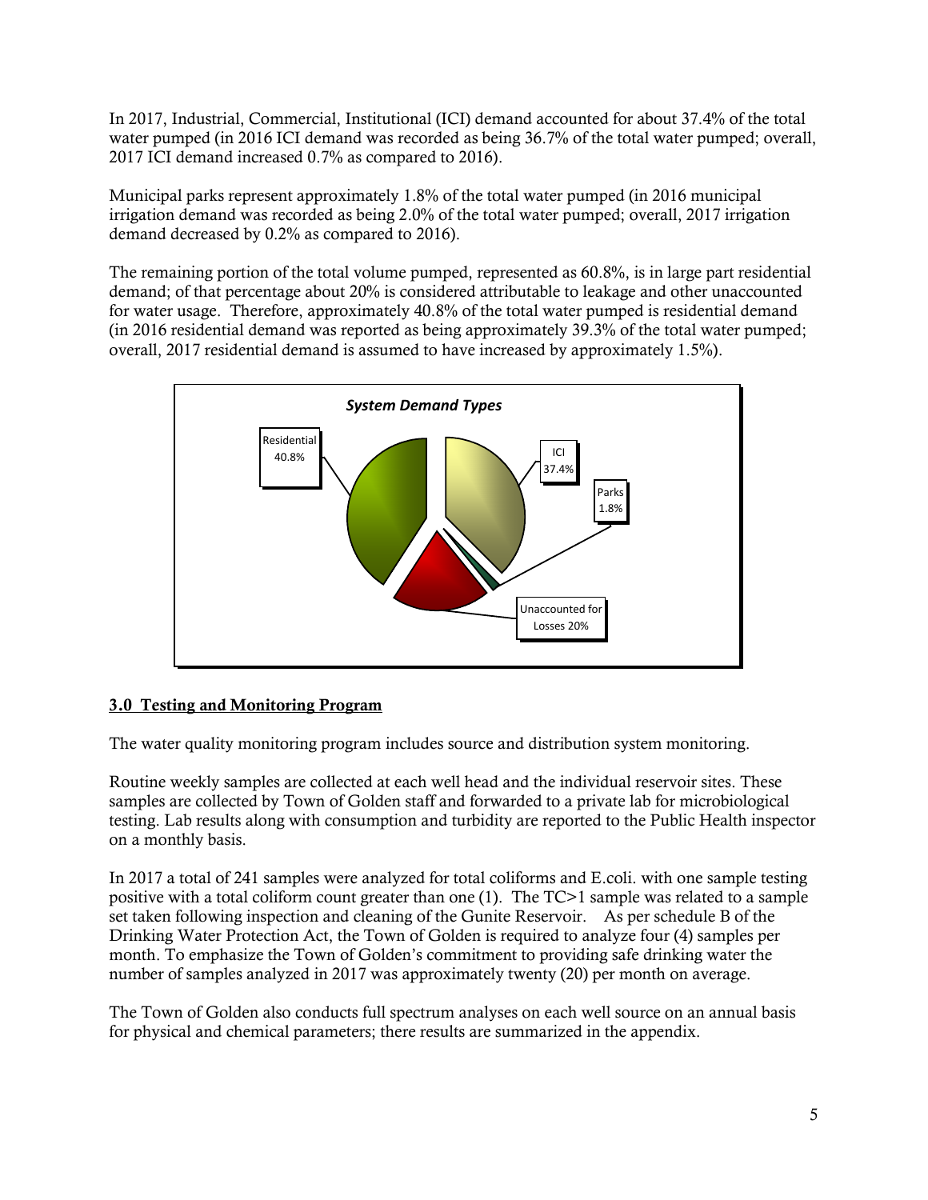In 2017, Industrial, Commercial, Institutional (ICI) demand accounted for about 37.4% of the total water pumped (in 2016 ICI demand was recorded as being 36.7% of the total water pumped; overall, 2017 ICI demand increased 0.7% as compared to 2016).

Municipal parks represent approximately 1.8% of the total water pumped (in 2016 municipal irrigation demand was recorded as being 2.0% of the total water pumped; overall, 2017 irrigation demand decreased by 0.2% as compared to 2016).

The remaining portion of the total volume pumped, represented as 60.8%, is in large part residential demand; of that percentage about 20% is considered attributable to leakage and other unaccounted for water usage. Therefore, approximately 40.8% of the total water pumped is residential demand (in 2016 residential demand was reported as being approximately 39.3% of the total water pumped; overall, 2017 residential demand is assumed to have increased by approximately 1.5%).

***System Demand Types***

| Demand Type | Percentage |
|---|---|
| Residential | 40.8% |
| ICI | 37.4% |
| Parks | 1.8% |
| Unaccounted for Losses | 20% |

## 3.0 Testing and Monitoring Program

The water quality monitoring program includes source and distribution system monitoring.

Routine weekly samples are collected at each well head and the individual reservoir sites. These samples are collected by Town of Golden staff and forwarded to a private lab for microbiological testing. Lab results along with consumption and turbidity are reported to the Public Health inspector on a monthly basis.

In 2017 a total of 241 samples were analyzed for total coliforms and E.coli. with one sample testing positive with a total coliform count greater than one (1). The TC>1 sample was related to a sample set taken following inspection and cleaning of the Gunite Reservoir. As per schedule B of the Drinking Water Protection Act, the Town of Golden is required to analyze four (4) samples per month. To emphasize the Town of Golden's commitment to providing safe drinking water the number of samples analyzed in 2017 was approximately twenty (20) per month on average.

The Town of Golden also conducts full spectrum analyses on each well source on an annual basis for physical and chemical parameters; there results are summarized in the appendix.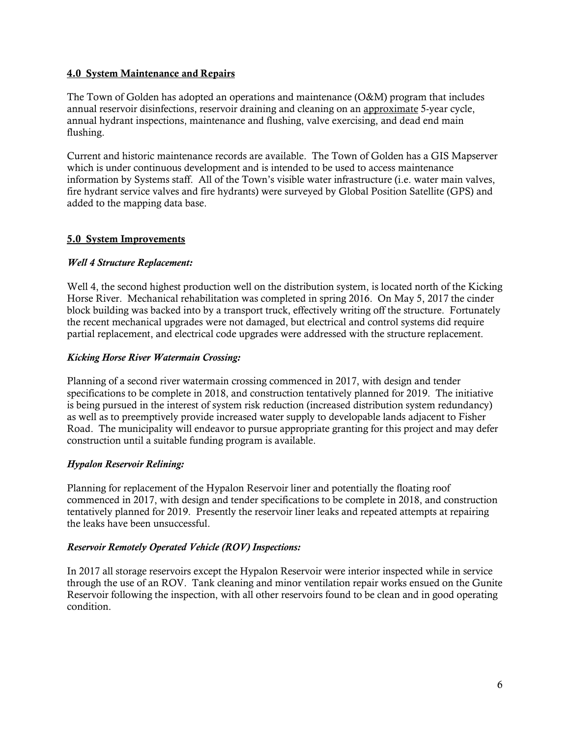## 4.0 System Maintenance and Repairs

The Town of Golden has adopted an operations and maintenance (O&M) program that includes annual reservoir disinfections, reservoir draining and cleaning on an approximate 5-year cycle, annual hydrant inspections, maintenance and flushing, valve exercising, and dead end main flushing.

Current and historic maintenance records are available. The Town of Golden has a GIS Mapserver which is under continuous development and is intended to be used to access maintenance information by Systems staff. All of the Town's visible water infrastructure (i.e. water main valves, fire hydrant service valves and fire hydrants) were surveyed by Global Position Satellite (GPS) and added to the mapping data base.

## 5.0 System Improvements

### *Well 4 Structure Replacement:*

Well 4, the second highest production well on the distribution system, is located north of the Kicking Horse River. Mechanical rehabilitation was completed in spring 2016. On May 5, 2017 the cinder block building was backed into by a transport truck, effectively writing off the structure. Fortunately the recent mechanical upgrades were not damaged, but electrical and control systems did require partial replacement, and electrical code upgrades were addressed with the structure replacement.

### *Kicking Horse River Watermain Crossing:*

Planning of a second river watermain crossing commenced in 2017, with design and tender specifications to be complete in 2018, and construction tentatively planned for 2019. The initiative is being pursued in the interest of system risk reduction (increased distribution system redundancy) as well as to preemptively provide increased water supply to developable lands adjacent to Fisher Road. The municipality will endeavor to pursue appropriate granting for this project and may defer construction until a suitable funding program is available.

### *Hypalon Reservoir Relining:*

Planning for replacement of the Hypalon Reservoir liner and potentially the floating roof commenced in 2017, with design and tender specifications to be complete in 2018, and construction tentatively planned for 2019. Presently the reservoir liner leaks and repeated attempts at repairing the leaks have been unsuccessful.

### *Reservoir Remotely Operated Vehicle (ROV) Inspections:*

In 2017 all storage reservoirs except the Hypalon Reservoir were interior inspected while in service through the use of an ROV. Tank cleaning and minor ventilation repair works ensued on the Gunite Reservoir following the inspection, with all other reservoirs found to be clean and in good operating condition.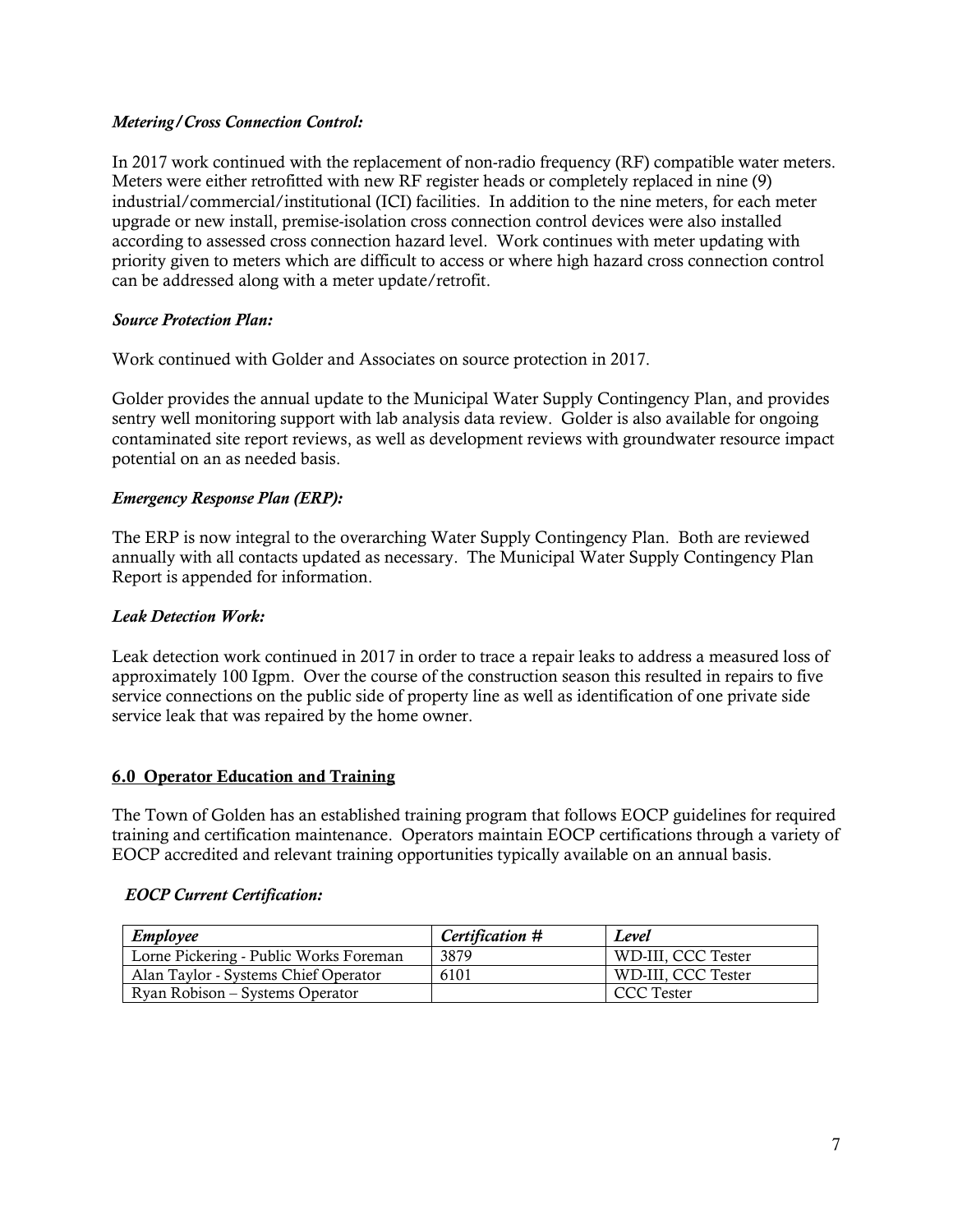*Metering/Cross Connection Control:*

In 2017 work continued with the replacement of non-radio frequency (RF) compatible water meters. Meters were either retrofitted with new RF register heads or completely replaced in nine (9) industrial/commercial/institutional (ICI) facilities. In addition to the nine meters, for each meter upgrade or new install, premise-isolation cross connection control devices were also installed according to assessed cross connection hazard level. Work continues with meter updating with priority given to meters which are difficult to access or where high hazard cross connection control can be addressed along with a meter update/retrofit.

*Source Protection Plan:*

Work continued with Golder and Associates on source protection in 2017.

Golder provides the annual update to the Municipal Water Supply Contingency Plan, and provides sentry well monitoring support with lab analysis data review. Golder is also available for ongoing contaminated site report reviews, as well as development reviews with groundwater resource impact potential on an as needed basis.

*Emergency Response Plan (ERP):*

The ERP is now integral to the overarching Water Supply Contingency Plan. Both are reviewed annually with all contacts updated as necessary. The Municipal Water Supply Contingency Plan Report is appended for information.

*Leak Detection Work:*

Leak detection work continued in 2017 in order to trace a repair leaks to address a measured loss of approximately 100 Igpm. Over the course of the construction season this resulted in repairs to five service connections on the public side of property line as well as identification of one private side service leak that was repaired by the home owner.

## 6.0 Operator Education and Training

The Town of Golden has an established training program that follows EOCP guidelines for required training and certification maintenance. Operators maintain EOCP certifications through a variety of EOCP accredited and relevant training opportunities typically available on an annual basis.

*EOCP Current Certification:*

| *Employee* | *Certification #* | *Level* |
|---|---|---|
| Lorne Pickering - Public Works Foreman | 3879 | WD-III, CCC Tester |
| Alan Taylor - Systems Chief Operator | 6101 | WD-III, CCC Tester |
| Ryan Robison – Systems Operator | | CCC Tester |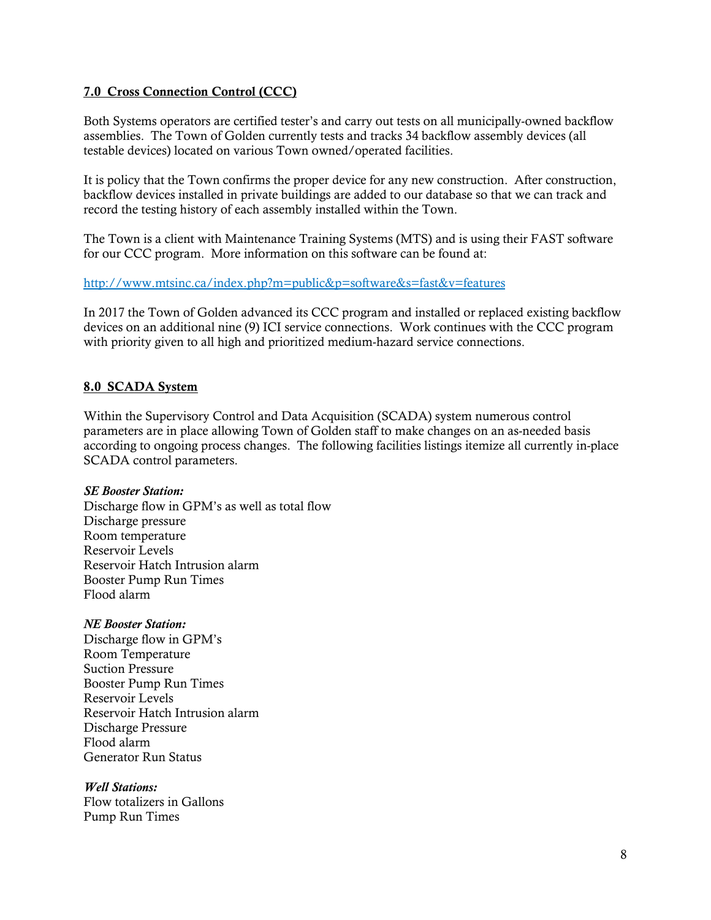## 7.0 Cross Connection Control (CCC)

Both Systems operators are certified tester's and carry out tests on all municipally-owned backflow assemblies. The Town of Golden currently tests and tracks 34 backflow assembly devices (all testable devices) located on various Town owned/operated facilities.

It is policy that the Town confirms the proper device for any new construction. After construction, backflow devices installed in private buildings are added to our database so that we can track and record the testing history of each assembly installed within the Town.

The Town is a client with Maintenance Training Systems (MTS) and is using their FAST software for our CCC program. More information on this software can be found at:

http://www.mtsinc.ca/index.php?m=public&p=software&s=fast&v=features

In 2017 the Town of Golden advanced its CCC program and installed or replaced existing backflow devices on an additional nine (9) ICI service connections. Work continues with the CCC program with priority given to all high and prioritized medium-hazard service connections.

## 8.0 SCADA System

Within the Supervisory Control and Data Acquisition (SCADA) system numerous control parameters are in place allowing Town of Golden staff to make changes on an as-needed basis according to ongoing process changes. The following facilities listings itemize all currently in-place SCADA control parameters.

***SE Booster Station:***

Discharge flow in GPM's as well as total flow
Discharge pressure
Room temperature
Reservoir Levels
Reservoir Hatch Intrusion alarm
Booster Pump Run Times
Flood alarm

***NE Booster Station:***

Discharge flow in GPM's
Room Temperature
Suction Pressure
Booster Pump Run Times
Reservoir Levels
Reservoir Hatch Intrusion alarm
Discharge Pressure
Flood alarm
Generator Run Status

***Well Stations:***

Flow totalizers in Gallons
Pump Run Times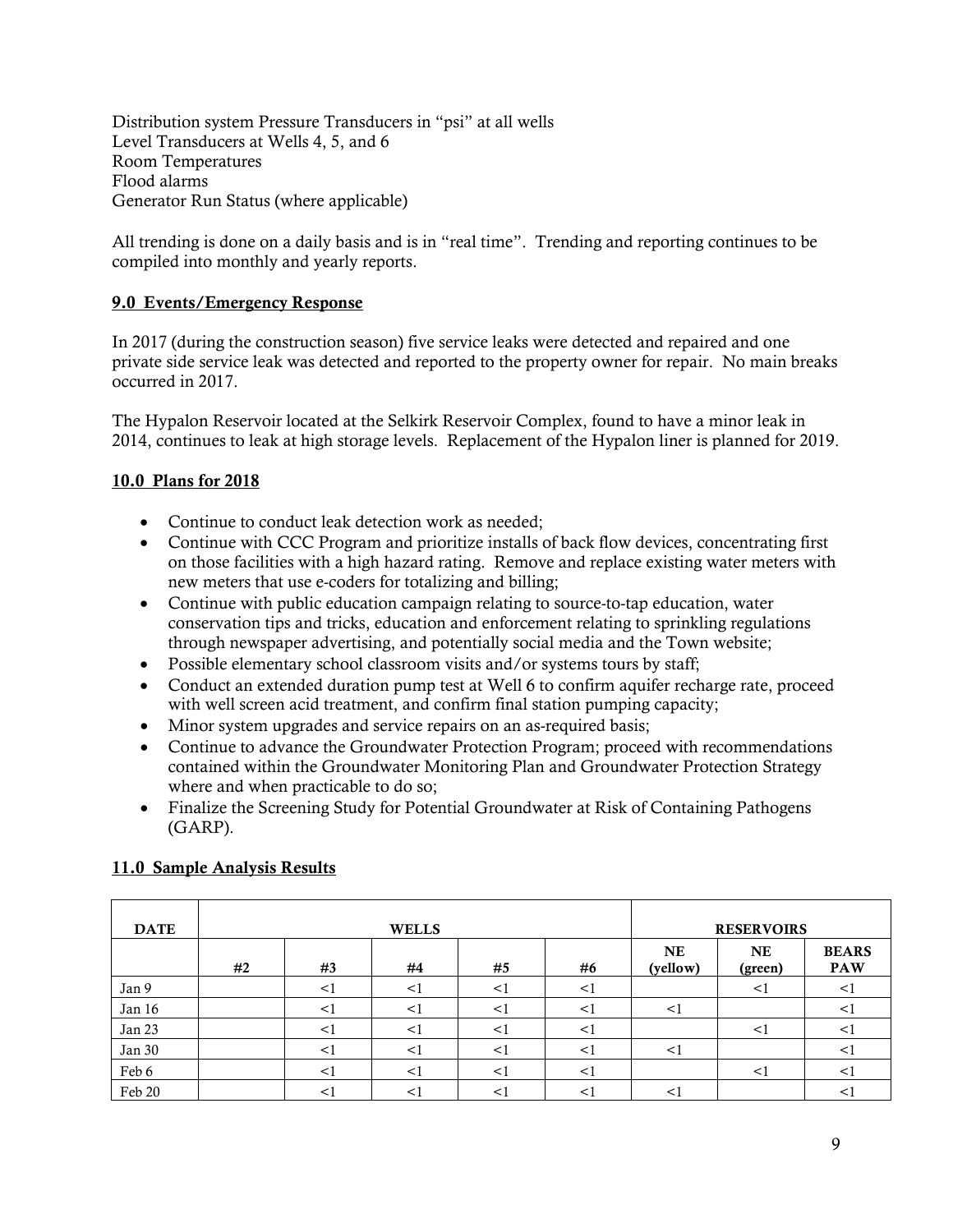Distribution system Pressure Transducers in "psi" at all wells
Level Transducers at Wells 4, 5, and 6
Room Temperatures
Flood alarms
Generator Run Status (where applicable)

All trending is done on a daily basis and is in "real time". Trending and reporting continues to be compiled into monthly and yearly reports.

## 9.0 Events/Emergency Response

In 2017 (during the construction season) five service leaks were detected and repaired and one private side service leak was detected and reported to the property owner for repair. No main breaks occurred in 2017.

The Hypalon Reservoir located at the Selkirk Reservoir Complex, found to have a minor leak in 2014, continues to leak at high storage levels. Replacement of the Hypalon liner is planned for 2019.

## 10.0 Plans for 2018

- Continue to conduct leak detection work as needed;
- Continue with CCC Program and prioritize installs of back flow devices, concentrating first on those facilities with a high hazard rating. Remove and replace existing water meters with new meters that use e-coders for totalizing and billing;
- Continue with public education campaign relating to source-to-tap education, water conservation tips and tricks, education and enforcement relating to sprinkling regulations through newspaper advertising, and potentially social media and the Town website;
- Possible elementary school classroom visits and/or systems tours by staff;
- Conduct an extended duration pump test at Well 6 to confirm aquifer recharge rate, proceed with well screen acid treatment, and confirm final station pumping capacity;
- Minor system upgrades and service repairs on an as-required basis;
- Continue to advance the Groundwater Protection Program; proceed with recommendations contained within the Groundwater Monitoring Plan and Groundwater Protection Strategy where and when practicable to do so;
- Finalize the Screening Study for Potential Groundwater at Risk of Containing Pathogens (GARP).

## 11.0 Sample Analysis Results

| DATE | WELLS | | | | | RESERVOIRS | | |
|---|---|---|---|---|---|---|---|---|
| | #2 | #3 | #4 | #5 | #6 | NE (yellow) | NE (green) | BEARS PAW |
| Jan 9 | | <1 | <1 | <1 | <1 | | <1 | <1 |
| Jan 16 | | <1 | <1 | <1 | <1 | <1 | | <1 |
| Jan 23 | | <1 | <1 | <1 | <1 | | <1 | <1 |
| Jan 30 | | <1 | <1 | <1 | <1 | <1 | | <1 |
| Feb 6 | | <1 | <1 | <1 | <1 | | <1 | <1 |
| Feb 20 | | <1 | <1 | <1 | <1 | <1 | | <1 |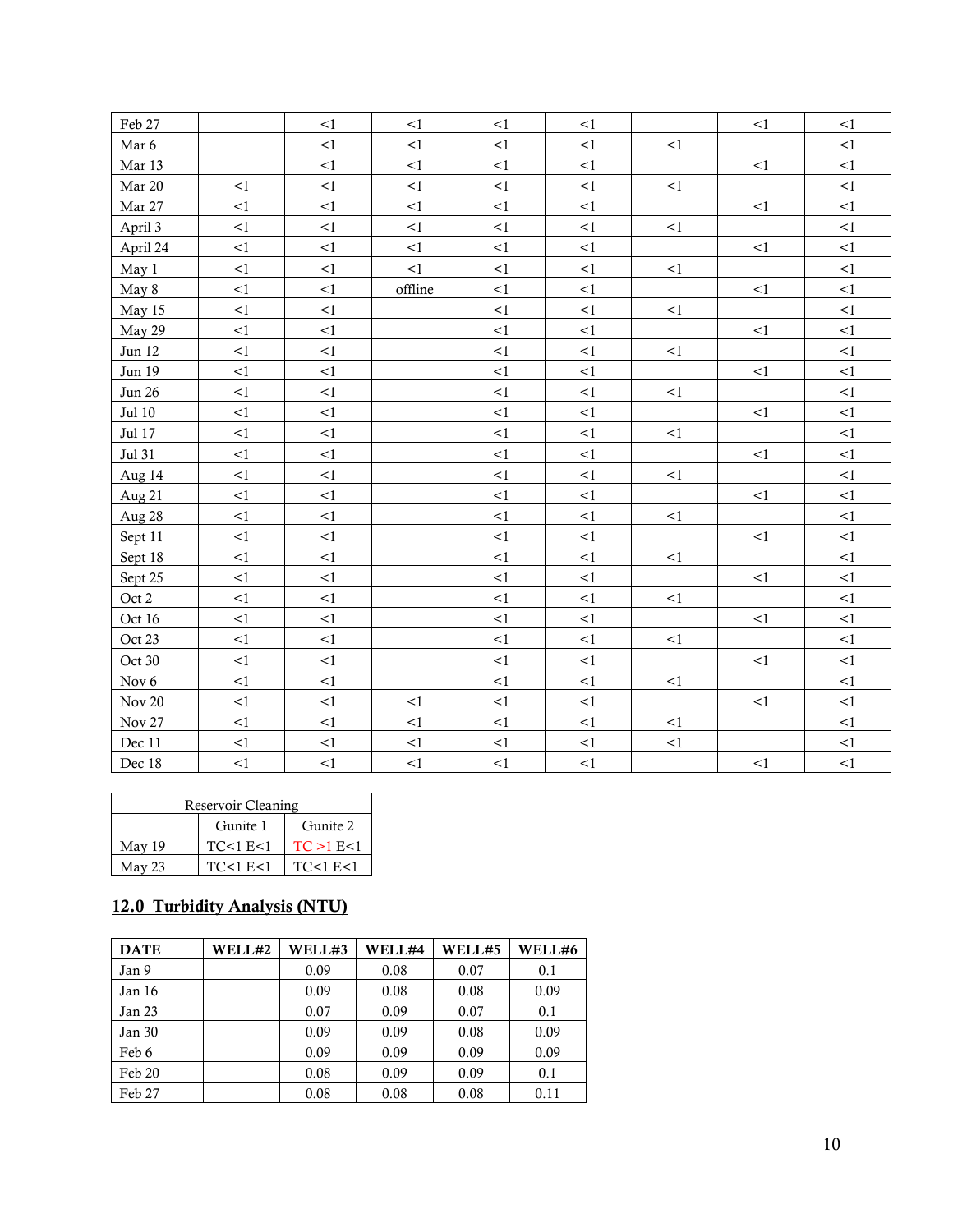| | | | | | | | | |
|---|---|---|---|---|---|---|---|---|
| Feb 27 | | <1 | <1 | <1 | <1 | | <1 | <1 |
| Mar 6 | | <1 | <1 | <1 | <1 | <1 | | <1 |
| Mar 13 | | <1 | <1 | <1 | <1 | | <1 | <1 |
| Mar 20 | <1 | <1 | <1 | <1 | <1 | <1 | | <1 |
| Mar 27 | <1 | <1 | <1 | <1 | <1 | | <1 | <1 |
| April 3 | <1 | <1 | <1 | <1 | <1 | <1 | | <1 |
| April 24 | <1 | <1 | <1 | <1 | <1 | | <1 | <1 |
| May 1 | <1 | <1 | <1 | <1 | <1 | <1 | | <1 |
| May 8 | <1 | <1 | offline | <1 | <1 | | <1 | <1 |
| May 15 | <1 | <1 | | <1 | <1 | <1 | | <1 |
| May 29 | <1 | <1 | | <1 | <1 | | <1 | <1 |
| Jun 12 | <1 | <1 | | <1 | <1 | <1 | | <1 |
| Jun 19 | <1 | <1 | | <1 | <1 | | <1 | <1 |
| Jun 26 | <1 | <1 | | <1 | <1 | <1 | | <1 |
| Jul 10 | <1 | <1 | | <1 | <1 | | <1 | <1 |
| Jul 17 | <1 | <1 | | <1 | <1 | <1 | | <1 |
| Jul 31 | <1 | <1 | | <1 | <1 | | <1 | <1 |
| Aug 14 | <1 | <1 | | <1 | <1 | <1 | | <1 |
| Aug 21 | <1 | <1 | | <1 | <1 | | <1 | <1 |
| Aug 28 | <1 | <1 | | <1 | <1 | <1 | | <1 |
| Sept 11 | <1 | <1 | | <1 | <1 | | <1 | <1 |
| Sept 18 | <1 | <1 | | <1 | <1 | <1 | | <1 |
| Sept 25 | <1 | <1 | | <1 | <1 | | <1 | <1 |
| Oct 2 | <1 | <1 | | <1 | <1 | <1 | | <1 |
| Oct 16 | <1 | <1 | | <1 | <1 | | <1 | <1 |
| Oct 23 | <1 | <1 | | <1 | <1 | <1 | | <1 |
| Oct 30 | <1 | <1 | | <1 | <1 | | <1 | <1 |
| Nov 6 | <1 | <1 | | <1 | <1 | <1 | | <1 |
| Nov 20 | <1 | <1 | <1 | <1 | <1 | | <1 | <1 |
| Nov 27 | <1 | <1 | <1 | <1 | <1 | <1 | | <1 |
| Dec 11 | <1 | <1 | <1 | <1 | <1 | <1 | | <1 |
| Dec 18 | <1 | <1 | <1 | <1 | <1 | | <1 | <1 |

| Reservoir Cleaning | | |
|---|---|---|
| | Gunite 1 | Gunite 2 |
| May 19 | TC<1 E<1 | TC >1 E<1 |
| May 23 | TC<1 E<1 | TC<1 E<1 |

## 12.0 Turbidity Analysis (NTU)

| DATE | WELL#2 | WELL#3 | WELL#4 | WELL#5 | WELL#6 |
|---|---|---|---|---|---|
| Jan 9 | | 0.09 | 0.08 | 0.07 | 0.1 |
| Jan 16 | | 0.09 | 0.08 | 0.08 | 0.09 |
| Jan 23 | | 0.07 | 0.09 | 0.07 | 0.1 |
| Jan 30 | | 0.09 | 0.09 | 0.08 | 0.09 |
| Feb 6 | | 0.09 | 0.09 | 0.09 | 0.09 |
| Feb 20 | | 0.08 | 0.09 | 0.09 | 0.1 |
| Feb 27 | | 0.08 | 0.08 | 0.08 | 0.11 |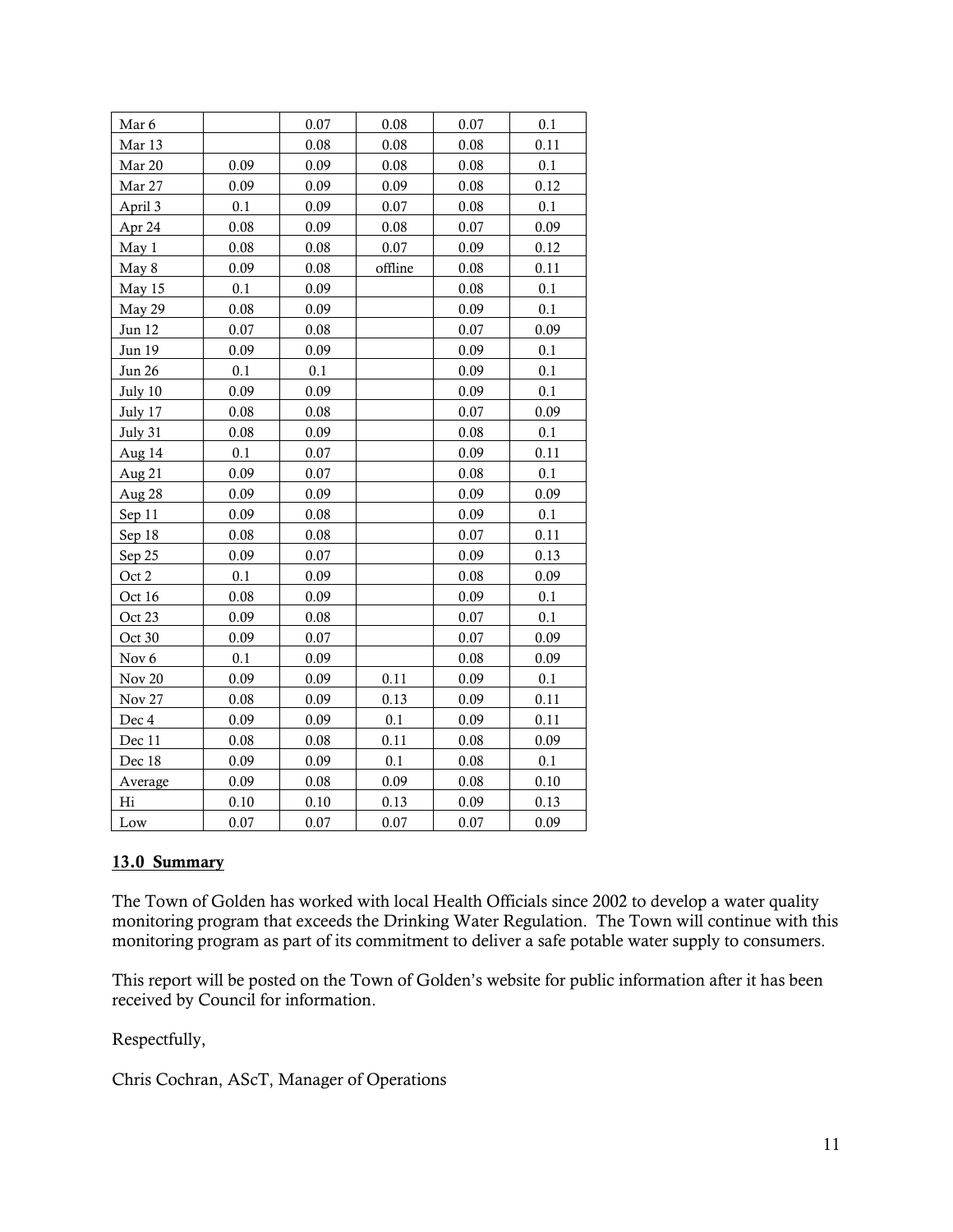| Mar 6 | | 0.07 | 0.08 | 0.07 | 0.1 |
|---|---|---|---|---|---|
| Mar 13 | | 0.08 | 0.08 | 0.08 | 0.11 |
| Mar 20 | 0.09 | 0.09 | 0.08 | 0.08 | 0.1 |
| Mar 27 | 0.09 | 0.09 | 0.09 | 0.08 | 0.12 |
| April 3 | 0.1 | 0.09 | 0.07 | 0.08 | 0.1 |
| Apr 24 | 0.08 | 0.09 | 0.08 | 0.07 | 0.09 |
| May 1 | 0.08 | 0.08 | 0.07 | 0.09 | 0.12 |
| May 8 | 0.09 | 0.08 | offline | 0.08 | 0.11 |
| May 15 | 0.1 | 0.09 | | 0.08 | 0.1 |
| May 29 | 0.08 | 0.09 | | 0.09 | 0.1 |
| Jun 12 | 0.07 | 0.08 | | 0.07 | 0.09 |
| Jun 19 | 0.09 | 0.09 | | 0.09 | 0.1 |
| Jun 26 | 0.1 | 0.1 | | 0.09 | 0.1 |
| July 10 | 0.09 | 0.09 | | 0.09 | 0.1 |
| July 17 | 0.08 | 0.08 | | 0.07 | 0.09 |
| July 31 | 0.08 | 0.09 | | 0.08 | 0.1 |
| Aug 14 | 0.1 | 0.07 | | 0.09 | 0.11 |
| Aug 21 | 0.09 | 0.07 | | 0.08 | 0.1 |
| Aug 28 | 0.09 | 0.09 | | 0.09 | 0.09 |
| Sep 11 | 0.09 | 0.08 | | 0.09 | 0.1 |
| Sep 18 | 0.08 | 0.08 | | 0.07 | 0.11 |
| Sep 25 | 0.09 | 0.07 | | 0.09 | 0.13 |
| Oct 2 | 0.1 | 0.09 | | 0.08 | 0.09 |
| Oct 16 | 0.08 | 0.09 | | 0.09 | 0.1 |
| Oct 23 | 0.09 | 0.08 | | 0.07 | 0.1 |
| Oct 30 | 0.09 | 0.07 | | 0.07 | 0.09 |
| Nov 6 | 0.1 | 0.09 | | 0.08 | 0.09 |
| Nov 20 | 0.09 | 0.09 | 0.11 | 0.09 | 0.1 |
| Nov 27 | 0.08 | 0.09 | 0.13 | 0.09 | 0.11 |
| Dec 4 | 0.09 | 0.09 | 0.1 | 0.09 | 0.11 |
| Dec 11 | 0.08 | 0.08 | 0.11 | 0.08 | 0.09 |
| Dec 18 | 0.09 | 0.09 | 0.1 | 0.08 | 0.1 |
| Average | 0.09 | 0.08 | 0.09 | 0.08 | 0.10 |
| Hi | 0.10 | 0.10 | 0.13 | 0.09 | 0.13 |
| Low | 0.07 | 0.07 | 0.07 | 0.07 | 0.09 |

## 13.0 Summary

The Town of Golden has worked with local Health Officials since 2002 to develop a water quality monitoring program that exceeds the Drinking Water Regulation. The Town will continue with this monitoring program as part of its commitment to deliver a safe potable water supply to consumers.

This report will be posted on the Town of Golden's website for public information after it has been received by Council for information.

Respectfully,

Chris Cochran, AScT, Manager of Operations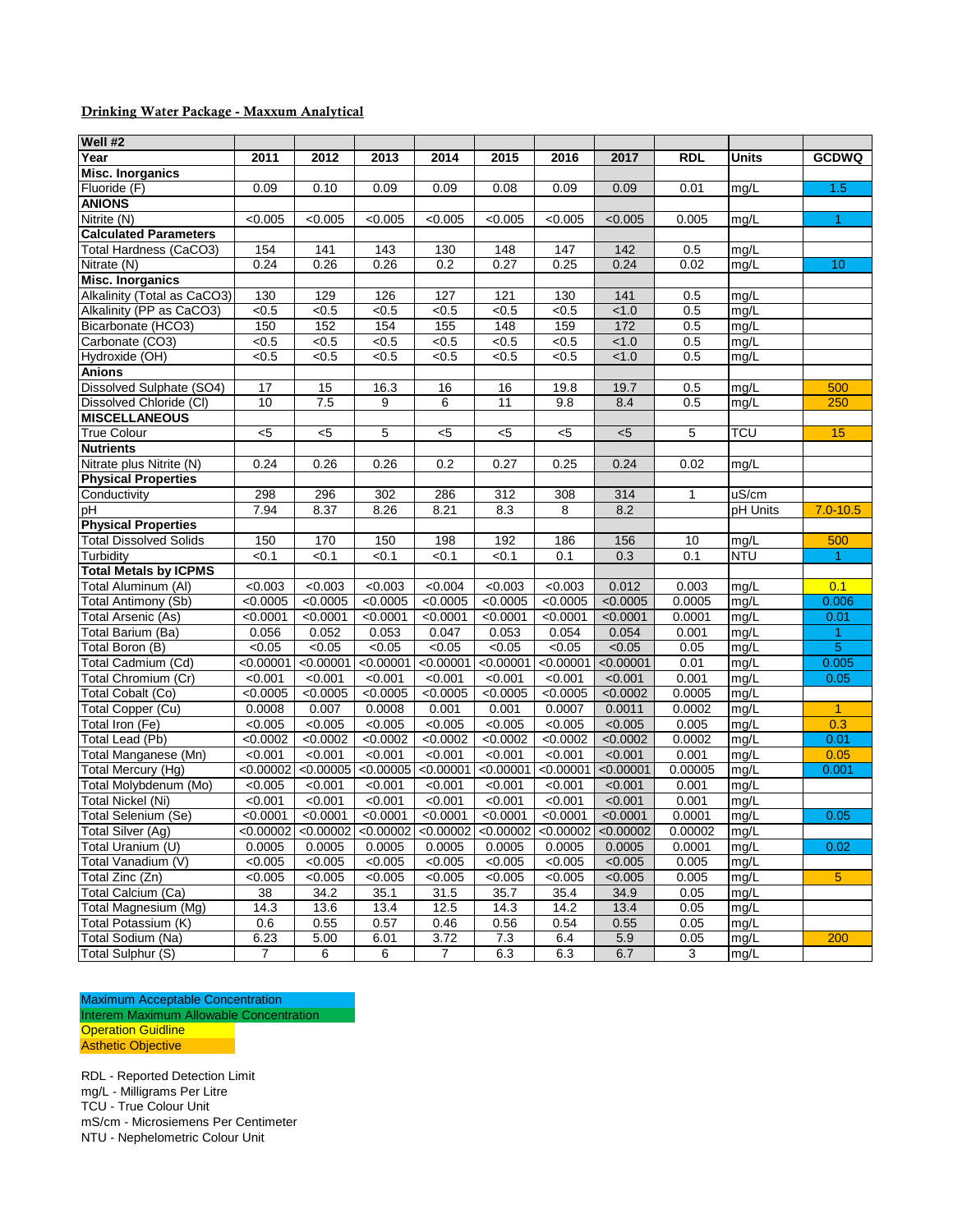**Drinking Water Package - Maxxum Analytical**

| Well #2 | | | | | | | | | | |
|---|---|---|---|---|---|---|---|---|---|---|
| **Year** | **2011** | **2012** | **2013** | **2014** | **2015** | **2016** | **2017** | **RDL** | **Units** | **GCDWQ** |
| **Misc. Inorganics** | | | | | | | | | | |
| Fluoride (F) | 0.09 | 0.10 | 0.09 | 0.09 | 0.08 | 0.09 | 0.09 | 0.01 | mg/L | 1.5 |
| **ANIONS** | | | | | | | | | | |
| Nitrite (N) | <0.005 | <0.005 | <0.005 | <0.005 | <0.005 | <0.005 | <0.005 | 0.005 | mg/L | 1 |
| **Calculated Parameters** | | | | | | | | | | |
| Total Hardness (CaCO3) | 154 | 141 | 143 | 130 | 148 | 147 | 142 | 0.5 | mg/L | |
| Nitrate (N) | 0.24 | 0.26 | 0.26 | 0.2 | 0.27 | 0.25 | 0.24 | 0.02 | mg/L | 10 |
| **Misc. Inorganics** | | | | | | | | | | |
| Alkalinity (Total as CaCO3) | 130 | 129 | 126 | 127 | 121 | 130 | 141 | 0.5 | mg/L | |
| Alkalinity (PP as CaCO3) | <0.5 | <0.5 | <0.5 | <0.5 | <0.5 | <0.5 | <1.0 | 0.5 | mg/L | |
| Bicarbonate (HCO3) | 150 | 152 | 154 | 155 | 148 | 159 | 172 | 0.5 | mg/L | |
| Carbonate (CO3) | <0.5 | <0.5 | <0.5 | <0.5 | <0.5 | <0.5 | <1.0 | 0.5 | mg/L | |
| Hydroxide (OH) | <0.5 | <0.5 | <0.5 | <0.5 | <0.5 | <0.5 | <1.0 | 0.5 | mg/L | |
| **Anions** | | | | | | | | | | |
| Dissolved Sulphate (SO4) | 17 | 15 | 16.3 | 16 | 16 | 19.8 | 19.7 | 0.5 | mg/L | 500 |
| Dissolved Chloride (Cl) | 10 | 7.5 | 9 | 6 | 11 | 9.8 | 8.4 | 0.5 | mg/L | 250 |
| **MISCELLANEOUS** | | | | | | | | | | |
| True Colour | <5 | <5 | 5 | <5 | <5 | <5 | <5 | 5 | TCU | 15 |
| **Nutrients** | | | | | | | | | | |
| Nitrate plus Nitrite (N) | 0.24 | 0.26 | 0.26 | 0.2 | 0.27 | 0.25 | 0.24 | 0.02 | mg/L | |
| **Physical Properties** | | | | | | | | | | |
| Conductivity | 298 | 296 | 302 | 286 | 312 | 308 | 314 | 1 | uS/cm | |
| pH | 7.94 | 8.37 | 8.26 | 8.21 | 8.3 | 8 | 8.2 | | pH Units | 7.0-10.5 |
| **Physical Properties** | | | | | | | | | | |
| Total Dissolved Solids | 150 | 170 | 150 | 198 | 192 | 186 | 156 | 10 | mg/L | 500 |
| Turbidity | <0.1 | <0.1 | <0.1 | <0.1 | <0.1 | 0.1 | 0.3 | 0.1 | NTU | 1 |
| **Total Metals by ICPMS** | | | | | | | | | | |
| Total Aluminum (Al) | <0.003 | <0.003 | <0.003 | <0.004 | <0.003 | <0.003 | 0.012 | 0.003 | mg/L | 0.1 |
| Total Antimony (Sb) | <0.0005 | <0.0005 | <0.0005 | <0.0005 | <0.0005 | <0.0005 | <0.0005 | 0.0005 | mg/L | 0.006 |
| Total Arsenic (As) | <0.0001 | <0.0001 | <0.0001 | <0.0001 | <0.0001 | <0.0001 | <0.0001 | 0.0001 | mg/L | 0.01 |
| Total Barium (Ba) | 0.056 | 0.052 | 0.053 | 0.047 | 0.053 | 0.054 | 0.054 | 0.001 | mg/L | 1 |
| Total Boron (B) | <0.05 | <0.05 | <0.05 | <0.05 | <0.05 | <0.05 | <0.05 | 0.05 | mg/L | 5 |
| Total Cadmium (Cd) | <0.00001 | <0.00001 | <0.00001 | <0.00001 | <0.00001 | <0.00001 | <0.00001 | 0.01 | mg/L | 0.005 |
| Total Chromium (Cr) | <0.001 | <0.001 | <0.001 | <0.001 | <0.001 | <0.001 | <0.001 | 0.001 | mg/L | 0.05 |
| Total Cobalt (Co) | <0.0005 | <0.0005 | <0.0005 | <0.0005 | <0.0005 | <0.0005 | <0.0002 | 0.0005 | mg/L | |
| Total Copper (Cu) | 0.0008 | 0.007 | 0.0008 | 0.001 | 0.001 | 0.0007 | 0.0011 | 0.0002 | mg/L | 1 |
| Total Iron (Fe) | <0.005 | <0.005 | <0.005 | <0.005 | <0.005 | <0.005 | <0.005 | 0.005 | mg/L | 0.3 |
| Total Lead (Pb) | <0.0002 | <0.0002 | <0.0002 | <0.0002 | <0.0002 | <0.0002 | <0.0002 | 0.0002 | mg/L | 0.01 |
| Total Manganese (Mn) | <0.001 | <0.001 | <0.001 | <0.001 | <0.001 | <0.001 | <0.001 | 0.001 | mg/L | 0.05 |
| Total Mercury (Hg) | <0.00002 | <0.00005 | <0.00005 | <0.00001 | <0.00001 | <0.00001 | <0.00001 | 0.00005 | mg/L | 0.001 |
| Total Molybdenum (Mo) | <0.005 | <0.001 | <0.001 | <0.001 | <0.001 | <0.001 | <0.001 | 0.001 | mg/L | |
| Total Nickel (Ni) | <0.001 | <0.001 | <0.001 | <0.001 | <0.001 | <0.001 | <0.001 | 0.001 | mg/L | |
| Total Selenium (Se) | <0.0001 | <0.0001 | <0.0001 | <0.0001 | <0.0001 | <0.0001 | <0.0001 | 0.0001 | mg/L | 0.05 |
| Total Silver (Ag) | <0.00002 | <0.00002 | <0.00002 | <0.00002 | <0.00002 | <0.00002 | <0.00002 | 0.00002 | mg/L | |
| Total Uranium (U) | 0.0005 | 0.0005 | 0.0005 | 0.0005 | 0.0005 | 0.0005 | 0.0005 | 0.0001 | mg/L | 0.02 |
| Total Vanadium (V) | <0.005 | <0.005 | <0.005 | <0.005 | <0.005 | <0.005 | <0.005 | 0.005 | mg/L | |
| Total Zinc (Zn) | <0.005 | <0.005 | <0.005 | <0.005 | <0.005 | <0.005 | <0.005 | 0.005 | mg/L | 5 |
| Total Calcium (Ca) | 38 | 34.2 | 35.1 | 31.5 | 35.7 | 35.4 | 34.9 | 0.05 | mg/L | |
| Total Magnesium (Mg) | 14.3 | 13.6 | 13.4 | 12.5 | 14.3 | 14.2 | 13.4 | 0.05 | mg/L | |
| Total Potassium (K) | 0.6 | 0.55 | 0.57 | 0.46 | 0.56 | 0.54 | 0.55 | 0.05 | mg/L | |
| Total Sodium (Na) | 6.23 | 5.00 | 6.01 | 3.72 | 7.3 | 6.4 | 5.9 | 0.05 | mg/L | 200 |
| Total Sulphur (S) | 7 | 6 | 6 | 7 | 6.3 | 6.3 | 6.7 | 3 | mg/L | |

Maximum Acceptable Concentration
Interem Maximum Allowable Concentration
Operation Guidline
Asthetic Objective

RDL - Reported Detection Limit
mg/L - Milligrams Per Litre
TCU - True Colour Unit
mS/cm - Microsiemens Per Centimeter
NTU - Nephelometric Colour Unit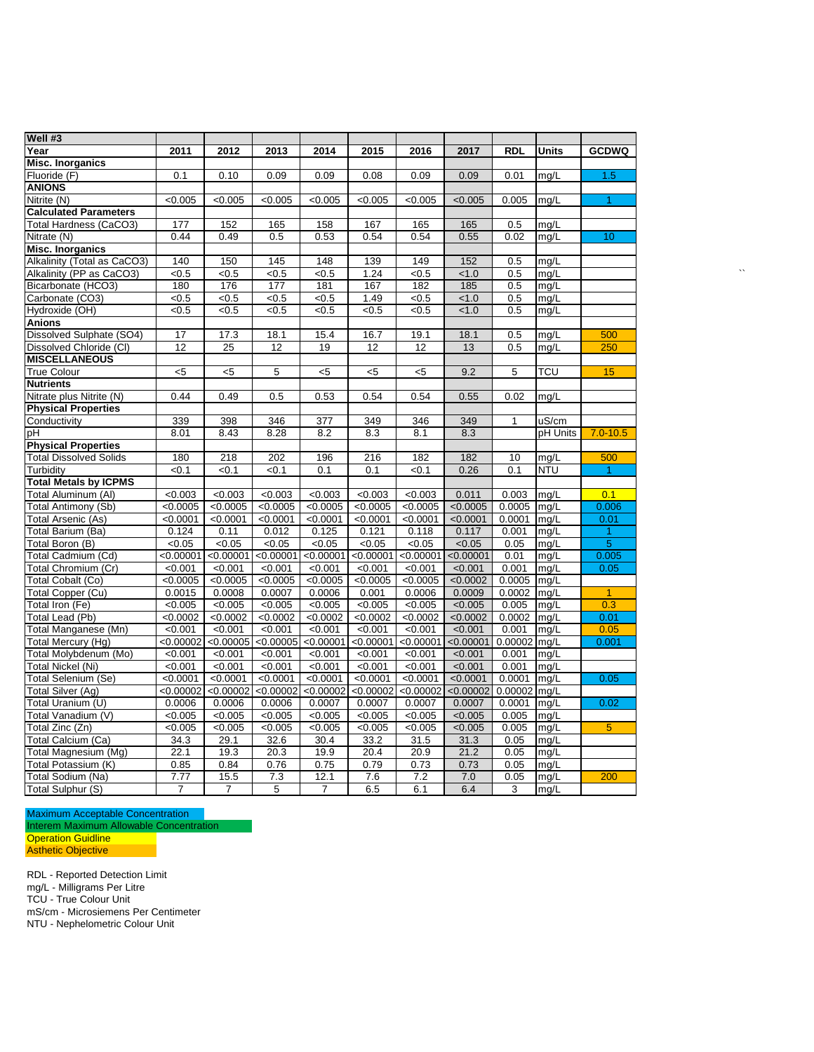| Well #3 | | | | | | | | | | |
|---|---|---|---|---|---|---|---|---|---|---|
| **Year** | **2011** | **2012** | **2013** | **2014** | **2015** | **2016** | **2017** | **RDL** | **Units** | **GCDWQ** |
| **Misc. Inorganics** | | | | | | | | | | |
| Fluoride (F) | 0.1 | 0.10 | 0.09 | 0.09 | 0.08 | 0.09 | 0.09 | 0.01 | mg/L | 1.5 |
| **ANIONS** | | | | | | | | | | |
| Nitrite (N) | <0.005 | <0.005 | <0.005 | <0.005 | <0.005 | <0.005 | <0.005 | 0.005 | mg/L | 1 |
| **Calculated Parameters** | | | | | | | | | | |
| Total Hardness (CaCO3) | 177 | 152 | 165 | 158 | 167 | 165 | 165 | 0.5 | mg/L | |
| Nitrate (N) | 0.44 | 0.49 | 0.5 | 0.53 | 0.54 | 0.54 | 0.55 | 0.02 | mg/L | 10 |
| **Misc. Inorganics** | | | | | | | | | | |
| Alkalinity (Total as CaCO3) | 140 | 150 | 145 | 148 | 139 | 149 | 152 | 0.5 | mg/L | |
| Alkalinity (PP as CaCO3) | <0.5 | <0.5 | <0.5 | <0.5 | 1.24 | <0.5 | <1.0 | 0.5 | mg/L | |
| Bicarbonate (HCO3) | 180 | 176 | 177 | 181 | 167 | 182 | 185 | 0.5 | mg/L | |
| Carbonate (CO3) | <0.5 | <0.5 | <0.5 | <0.5 | 1.49 | <0.5 | <1.0 | 0.5 | mg/L | |
| Hydroxide (OH) | <0.5 | <0.5 | <0.5 | <0.5 | <0.5 | <0.5 | <1.0 | 0.5 | mg/L | |
| **Anions** | | | | | | | | | | |
| Dissolved Sulphate (SO4) | 17 | 17.3 | 18.1 | 15.4 | 16.7 | 19.1 | 18.1 | 0.5 | mg/L | 500 |
| Dissolved Chloride (Cl) | 12 | 25 | 12 | 19 | 12 | 12 | 13 | 0.5 | mg/L | 250 |
| **MISCELLANEOUS** | | | | | | | | | | |
| True Colour | <5 | <5 | 5 | <5 | <5 | <5 | 9.2 | 5 | TCU | 15 |
| **Nutrients** | | | | | | | | | | |
| Nitrate plus Nitrite (N) | 0.44 | 0.49 | 0.5 | 0.53 | 0.54 | 0.54 | 0.55 | 0.02 | mg/L | |
| **Physical Properties** | | | | | | | | | | |
| Conductivity | 339 | 398 | 346 | 377 | 349 | 346 | 349 | 1 | uS/cm | |
| pH | 8.01 | 8.43 | 8.28 | 8.2 | 8.3 | 8.1 | 8.3 | | pH Units | 7.0-10.5 |
| **Physical Properties** | | | | | | | | | | |
| Total Dissolved Solids | 180 | 218 | 202 | 196 | 216 | 182 | 182 | 10 | mg/L | 500 |
| Turbidity | <0.1 | <0.1 | <0.1 | 0.1 | 0.1 | <0.1 | 0.26 | 0.1 | NTU | 1 |
| **Total Metals by ICPMS** | | | | | | | | | | |
| Total Aluminum (Al) | <0.003 | <0.003 | <0.003 | <0.003 | <0.003 | <0.003 | 0.011 | 0.003 | mg/L | 0.1 |
| Total Antimony (Sb) | <0.0005 | <0.0005 | <0.0005 | <0.0005 | <0.0005 | <0.0005 | <0.0005 | 0.0005 | mg/L | 0.006 |
| Total Arsenic (As) | <0.0001 | <0.0001 | <0.0001 | <0.0001 | <0.0001 | <0.0001 | <0.0001 | 0.0001 | mg/L | 0.01 |
| Total Barium (Ba) | 0.124 | 0.11 | 0.012 | 0.125 | 0.121 | 0.118 | 0.117 | 0.001 | mg/L | 1 |
| Total Boron (B) | <0.05 | <0.05 | <0.05 | <0.05 | <0.05 | <0.05 | <0.05 | 0.05 | mg/L | 5 |
| Total Cadmium (Cd) | <0.00001 | <0.00001 | <0.00001 | <0.00001 | <0.00001 | <0.00001 | <0.00001 | 0.01 | mg/L | 0.005 |
| Total Chromium (Cr) | <0.001 | <0.001 | <0.001 | <0.001 | <0.001 | <0.001 | <0.001 | 0.001 | mg/L | 0.05 |
| Total Cobalt (Co) | <0.0005 | <0.0005 | <0.0005 | <0.0005 | <0.0005 | <0.0005 | <0.0002 | 0.0005 | mg/L | |
| Total Copper (Cu) | 0.0015 | 0.0008 | 0.0007 | 0.0006 | 0.001 | 0.0006 | 0.0009 | 0.0002 | mg/L | 1 |
| Total Iron (Fe) | <0.005 | <0.005 | <0.005 | <0.005 | <0.005 | <0.005 | <0.005 | 0.005 | mg/L | 0.3 |
| Total Lead (Pb) | <0.0002 | <0.0002 | <0.0002 | <0.0002 | <0.0002 | <0.0002 | <0.0002 | 0.0002 | mg/L | 0.01 |
| Total Manganese (Mn) | <0.001 | <0.001 | <0.001 | <0.001 | <0.001 | <0.001 | <0.001 | 0.001 | mg/L | 0.05 |
| Total Mercury (Hg) | <0.00002 | <0.00005 | <0.00005 | <0.00001 | <0.00001 | <0.00001 | <0.00001 | 0.00002 | mg/L | 0.001 |
| Total Molybdenum (Mo) | <0.001 | <0.001 | <0.001 | <0.001 | <0.001 | <0.001 | <0.001 | 0.001 | mg/L | |
| Total Nickel (Ni) | <0.001 | <0.001 | <0.001 | <0.001 | <0.001 | <0.001 | <0.001 | 0.001 | mg/L | |
| Total Selenium (Se) | <0.0001 | <0.0001 | <0.0001 | <0.0001 | <0.0001 | <0.0001 | <0.0001 | 0.0001 | mg/L | 0.05 |
| Total Silver (Ag) | <0.00002 | <0.00002 | <0.00002 | <0.00002 | <0.00002 | <0.00002 | <0.00002 | 0.00002 | mg/L | |
| Total Uranium (U) | 0.0006 | 0.0006 | 0.0006 | 0.0007 | 0.0007 | 0.0007 | 0.0007 | 0.0001 | mg/L | 0.02 |
| Total Vanadium (V) | <0.005 | <0.005 | <0.005 | <0.005 | <0.005 | <0.005 | <0.005 | 0.005 | mg/L | |
| Total Zinc (Zn) | <0.005 | <0.005 | <0.005 | <0.005 | <0.005 | <0.005 | <0.005 | 0.005 | mg/L | 5 |
| Total Calcium (Ca) | 34.3 | 29.1 | 32.6 | 30.4 | 33.2 | 31.5 | 31.3 | 0.05 | mg/L | |
| Total Magnesium (Mg) | 22.1 | 19.3 | 20.3 | 19.9 | 20.4 | 20.9 | 21.2 | 0.05 | mg/L | |
| Total Potassium (K) | 0.85 | 0.84 | 0.76 | 0.75 | 0.79 | 0.73 | 0.73 | 0.05 | mg/L | |
| Total Sodium (Na) | 7.77 | 15.5 | 7.3 | 12.1 | 7.6 | 7.2 | 7.0 | 0.05 | mg/L | 200 |
| Total Sulphur (S) | 7 | 7 | 5 | 7 | 6.5 | 6.1 | 6.4 | 3 | mg/L | |

Maximum Acceptable Concentration
Interem Maximum Allowable Concentration
Operation Guidline
Asthetic Objective

RDL - Reported Detection Limit
mg/L - Milligrams Per Litre
TCU - True Colour Unit
mS/cm - Microsiemens Per Centimeter
NTU - Nephelometric Colour Unit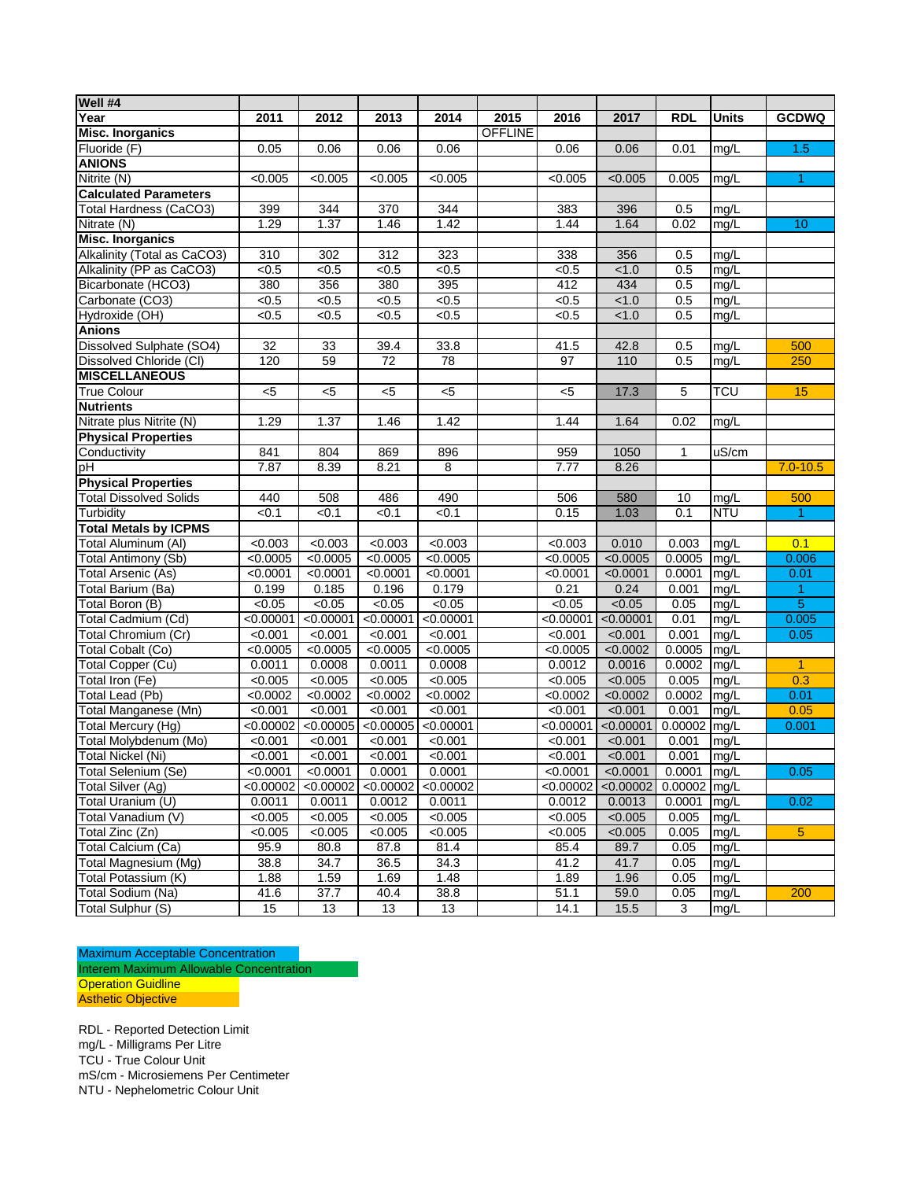| Well #4 | | | | | | | | | | |
|---|---|---|---|---|---|---|---|---|---|---|
| **Year** | **2011** | **2012** | **2013** | **2014** | **2015** | **2016** | **2017** | **RDL** | **Units** | **GCDWQ** |
| **Misc. Inorganics** | | | | | OFFLINE | | | | | |
| Fluoride (F) | 0.05 | 0.06 | 0.06 | 0.06 | | 0.06 | 0.06 | 0.01 | mg/L | 1.5 |
| **ANIONS** | | | | | | | | | | |
| Nitrite (N) | <0.005 | <0.005 | <0.005 | <0.005 | | <0.005 | <0.005 | 0.005 | mg/L | 1 |
| **Calculated Parameters** | | | | | | | | | | |
| Total Hardness (CaCO3) | 399 | 344 | 370 | 344 | | 383 | 396 | 0.5 | mg/L | |
| Nitrate (N) | 1.29 | 1.37 | 1.46 | 1.42 | | 1.44 | 1.64 | 0.02 | mg/L | 10 |
| **Misc. Inorganics** | | | | | | | | | | |
| Alkalinity (Total as CaCO3) | 310 | 302 | 312 | 323 | | 338 | 356 | 0.5 | mg/L | |
| Alkalinity (PP as CaCO3) | <0.5 | <0.5 | <0.5 | <0.5 | | <0.5 | <1.0 | 0.5 | mg/L | |
| Bicarbonate (HCO3) | 380 | 356 | 380 | 395 | | 412 | 434 | 0.5 | mg/L | |
| Carbonate (CO3) | <0.5 | <0.5 | <0.5 | <0.5 | | <0.5 | <1.0 | 0.5 | mg/L | |
| Hydroxide (OH) | <0.5 | <0.5 | <0.5 | <0.5 | | <0.5 | <1.0 | 0.5 | mg/L | |
| **Anions** | | | | | | | | | | |
| Dissolved Sulphate (SO4) | 32 | 33 | 39.4 | 33.8 | | 41.5 | 42.8 | 0.5 | mg/L | 500 |
| Dissolved Chloride (Cl) | 120 | 59 | 72 | 78 | | 97 | 110 | 0.5 | mg/L | 250 |
| **MISCELLANEOUS** | | | | | | | | | | |
| True Colour | <5 | <5 | <5 | <5 | | <5 | 17.3 | 5 | TCU | 15 |
| **Nutrients** | | | | | | | | | | |
| Nitrate plus Nitrite (N) | 1.29 | 1.37 | 1.46 | 1.42 | | 1.44 | 1.64 | 0.02 | mg/L | |
| **Physical Properties** | | | | | | | | | | |
| Conductivity | 841 | 804 | 869 | 896 | | 959 | 1050 | 1 | uS/cm | |
| pH | 7.87 | 8.39 | 8.21 | 8 | | 7.77 | 8.26 | | | 7.0-10.5 |
| **Physical Properties** | | | | | | | | | | |
| Total Dissolved Solids | 440 | 508 | 486 | 490 | | 506 | 580 | 10 | mg/L | 500 |
| Turbidity | <0.1 | <0.1 | <0.1 | <0.1 | | 0.15 | 1.03 | 0.1 | NTU | 1 |
| **Total Metals by ICPMS** | | | | | | | | | | |
| Total Aluminum (Al) | <0.003 | <0.003 | <0.003 | <0.003 | | <0.003 | 0.010 | 0.003 | mg/L | 0.1 |
| Total Antimony (Sb) | <0.0005 | <0.0005 | <0.0005 | <0.0005 | | <0.0005 | <0.0005 | 0.0005 | mg/L | 0.006 |
| Total Arsenic (As) | <0.0001 | <0.0001 | <0.0001 | <0.0001 | | <0.0001 | <0.0001 | 0.0001 | mg/L | 0.01 |
| Total Barium (Ba) | 0.199 | 0.185 | 0.196 | 0.179 | | 0.21 | 0.24 | 0.001 | mg/L | 1 |
| Total Boron (B) | <0.05 | <0.05 | <0.05 | <0.05 | | <0.05 | <0.05 | 0.05 | mg/L | 5 |
| Total Cadmium (Cd) | <0.00001 | <0.00001 | <0.00001 | <0.00001 | | <0.00001 | <0.00001 | 0.01 | mg/L | 0.005 |
| Total Chromium (Cr) | <0.001 | <0.001 | <0.001 | <0.001 | | <0.001 | <0.001 | 0.001 | mg/L | 0.05 |
| Total Cobalt (Co) | <0.0005 | <0.0005 | <0.0005 | <0.0005 | | <0.0005 | <0.0002 | 0.0005 | mg/L | |
| Total Copper (Cu) | 0.0011 | 0.0008 | 0.0011 | 0.0008 | | 0.0012 | 0.0016 | 0.0002 | mg/L | 1 |
| Total Iron (Fe) | <0.005 | <0.005 | <0.005 | <0.005 | | <0.005 | <0.005 | 0.005 | mg/L | 0.3 |
| Total Lead (Pb) | <0.0002 | <0.0002 | <0.0002 | <0.0002 | | <0.0002 | <0.0002 | 0.0002 | mg/L | 0.01 |
| Total Manganese (Mn) | <0.001 | <0.001 | <0.001 | <0.001 | | <0.001 | <0.001 | 0.001 | mg/L | 0.05 |
| Total Mercury (Hg) | <0.00002 | <0.00005 | <0.00005 | <0.00001 | | <0.00001 | <0.00001 | 0.00002 | mg/L | 0.001 |
| Total Molybdenum (Mo) | <0.001 | <0.001 | <0.001 | <0.001 | | <0.001 | <0.001 | 0.001 | mg/L | |
| Total Nickel (Ni) | <0.001 | <0.001 | <0.001 | <0.001 | | <0.001 | <0.001 | 0.001 | mg/L | |
| Total Selenium (Se) | <0.0001 | <0.0001 | 0.0001 | 0.0001 | | <0.0001 | <0.0001 | 0.0001 | mg/L | 0.05 |
| Total Silver (Ag) | <0.00002 | <0.00002 | <0.00002 | <0.00002 | | <0.00002 | <0.00002 | 0.00002 | mg/L | |
| Total Uranium (U) | 0.0011 | 0.0011 | 0.0012 | 0.0011 | | 0.0012 | 0.0013 | 0.0001 | mg/L | 0.02 |
| Total Vanadium (V) | <0.005 | <0.005 | <0.005 | <0.005 | | <0.005 | <0.005 | 0.005 | mg/L | |
| Total Zinc (Zn) | <0.005 | <0.005 | <0.005 | <0.005 | | <0.005 | <0.005 | 0.005 | mg/L | 5 |
| Total Calcium (Ca) | 95.9 | 80.8 | 87.8 | 81.4 | | 85.4 | 89.7 | 0.05 | mg/L | |
| Total Magnesium (Mg) | 38.8 | 34.7 | 36.5 | 34.3 | | 41.2 | 41.7 | 0.05 | mg/L | |
| Total Potassium (K) | 1.88 | 1.59 | 1.69 | 1.48 | | 1.89 | 1.96 | 0.05 | mg/L | |
| Total Sodium (Na) | 41.6 | 37.7 | 40.4 | 38.8 | | 51.1 | 59.0 | 0.05 | mg/L | 200 |
| Total Sulphur (S) | 15 | 13 | 13 | 13 | | 14.1 | 15.5 | 3 | mg/L | |

Maximum Acceptable Concentration
Interem Maximum Allowable Concentration
Operation Guidline
Asthetic Objective

RDL - Reported Detection Limit
mg/L - Milligrams Per Litre
TCU - True Colour Unit
mS/cm - Microsiemens Per Centimeter
NTU - Nephelometric Colour Unit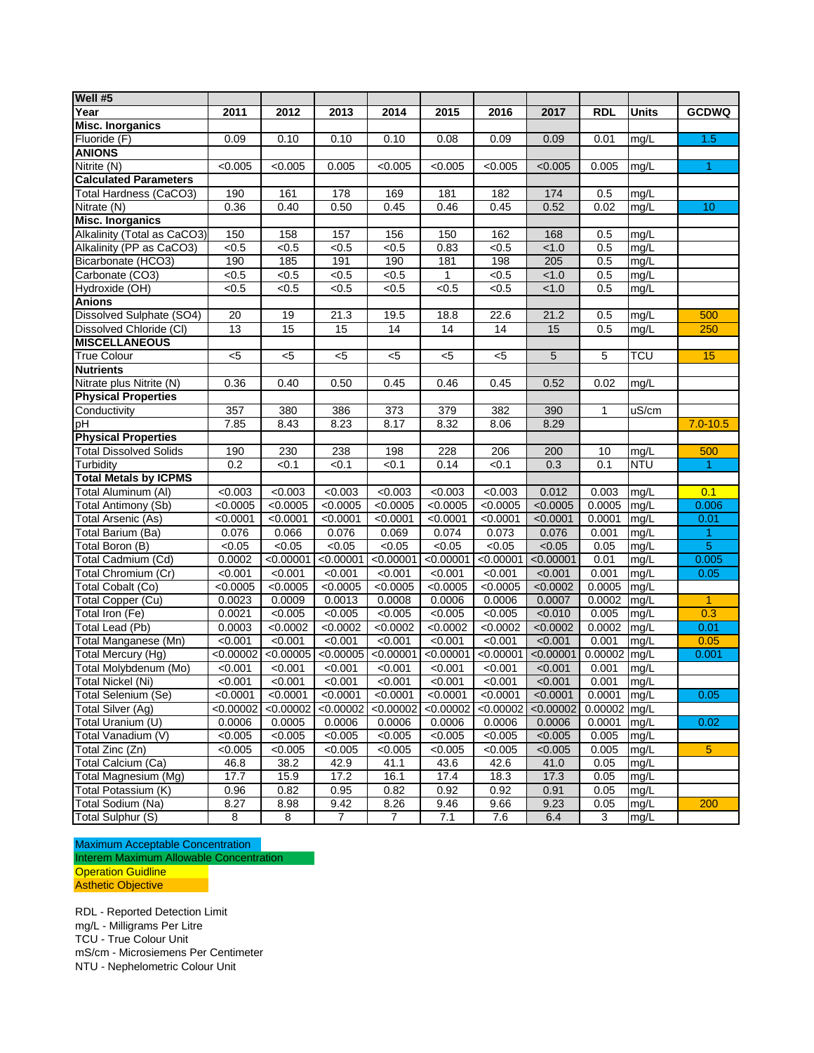| Well #5 | | | | | | | | | | |
|---|---|---|---|---|---|---|---|---|---|---|
| **Year** | **2011** | **2012** | **2013** | **2014** | **2015** | **2016** | **2017** | **RDL** | **Units** | **GCDWQ** |
| **Misc. Inorganics** | | | | | | | | | | |
| Fluoride (F) | 0.09 | 0.10 | 0.10 | 0.10 | 0.08 | 0.09 | 0.09 | 0.01 | mg/L | 1.5 |
| **ANIONS** | | | | | | | | | | |
| Nitrite (N) | <0.005 | <0.005 | 0.005 | <0.005 | <0.005 | <0.005 | <0.005 | 0.005 | mg/L | 1 |
| **Calculated Parameters** | | | | | | | | | | |
| Total Hardness (CaCO3) | 190 | 161 | 178 | 169 | 181 | 182 | 174 | 0.5 | mg/L | |
| Nitrate (N) | 0.36 | 0.40 | 0.50 | 0.45 | 0.46 | 0.45 | 0.52 | 0.02 | mg/L | 10 |
| **Misc. Inorganics** | | | | | | | | | | |
| Alkalinity (Total as CaCO3) | 150 | 158 | 157 | 156 | 150 | 162 | 168 | 0.5 | mg/L | |
| Alkalinity (PP as CaCO3) | <0.5 | <0.5 | <0.5 | <0.5 | 0.83 | <0.5 | <1.0 | 0.5 | mg/L | |
| Bicarbonate (HCO3) | 190 | 185 | 191 | 190 | 181 | 198 | 205 | 0.5 | mg/L | |
| Carbonate (CO3) | <0.5 | <0.5 | <0.5 | <0.5 | 1 | <0.5 | <1.0 | 0.5 | mg/L | |
| Hydroxide (OH) | <0.5 | <0.5 | <0.5 | <0.5 | <0.5 | <0.5 | <1.0 | 0.5 | mg/L | |
| **Anions** | | | | | | | | | | |
| Dissolved Sulphate (SO4) | 20 | 19 | 21.3 | 19.5 | 18.8 | 22.6 | 21.2 | 0.5 | mg/L | 500 |
| Dissolved Chloride (Cl) | 13 | 15 | 15 | 14 | 14 | 14 | 15 | 0.5 | mg/L | 250 |
| **MISCELLANEOUS** | | | | | | | | | | |
| True Colour | <5 | <5 | <5 | <5 | <5 | <5 | 5 | 5 | TCU | 15 |
| **Nutrients** | | | | | | | | | | |
| Nitrate plus Nitrite (N) | 0.36 | 0.40 | 0.50 | 0.45 | 0.46 | 0.45 | 0.52 | 0.02 | mg/L | |
| **Physical Properties** | | | | | | | | | | |
| Conductivity | 357 | 380 | 386 | 373 | 379 | 382 | 390 | 1 | uS/cm | |
| pH | 7.85 | 8.43 | 8.23 | 8.17 | 8.32 | 8.06 | 8.29 | | | 7.0-10.5 |
| **Physical Properties** | | | | | | | | | | |
| Total Dissolved Solids | 190 | 230 | 238 | 198 | 228 | 206 | 200 | 10 | mg/L | 500 |
| Turbidity | 0.2 | <0.1 | <0.1 | <0.1 | 0.14 | <0.1 | 0.3 | 0.1 | NTU | 1 |
| **Total Metals by ICPMS** | | | | | | | | | | |
| Total Aluminum (Al) | <0.003 | <0.003 | <0.003 | <0.003 | <0.003 | <0.003 | 0.012 | 0.003 | mg/L | 0.1 |
| Total Antimony (Sb) | <0.0005 | <0.0005 | <0.0005 | <0.0005 | <0.0005 | <0.0005 | <0.0005 | 0.0005 | mg/L | 0.006 |
| Total Arsenic (As) | <0.0001 | <0.0001 | <0.0001 | <0.0001 | <0.0001 | <0.0001 | <0.0001 | 0.0001 | mg/L | 0.01 |
| Total Barium (Ba) | 0.076 | 0.066 | 0.076 | 0.069 | 0.074 | 0.073 | 0.076 | 0.001 | mg/L | 1 |
| Total Boron (B) | <0.05 | <0.05 | <0.05 | <0.05 | <0.05 | <0.05 | <0.05 | 0.05 | mg/L | 5 |
| Total Cadmium (Cd) | 0.0002 | <0.00001 | <0.00001 | <0.00001 | <0.00001 | <0.00001 | <0.00001 | 0.01 | mg/L | 0.005 |
| Total Chromium (Cr) | <0.001 | <0.001 | <0.001 | <0.001 | <0.001 | <0.001 | <0.001 | 0.001 | mg/L | 0.05 |
| Total Cobalt (Co) | <0.0005 | <0.0005 | <0.0005 | <0.0005 | <0.0005 | <0.0005 | <0.0002 | 0.0005 | mg/L | |
| Total Copper (Cu) | 0.0023 | 0.0009 | 0.0013 | 0.0008 | 0.0006 | 0.0006 | 0.0007 | 0.0002 | mg/L | 1 |
| Total Iron (Fe) | 0.0021 | <0.005 | <0.005 | <0.005 | <0.005 | <0.005 | <0.010 | 0.005 | mg/L | 0.3 |
| Total Lead (Pb) | 0.0003 | <0.0002 | <0.0002 | <0.0002 | <0.0002 | <0.0002 | <0.0002 | 0.0002 | mg/L | 0.01 |
| Total Manganese (Mn) | <0.001 | <0.001 | <0.001 | <0.001 | <0.001 | <0.001 | <0.001 | 0.001 | mg/L | 0.05 |
| Total Mercury (Hg) | <0.00002 | <0.00005 | <0.00005 | <0.00001 | <0.00001 | <0.00001 | <0.00001 | 0.00002 | mg/L | 0.001 |
| Total Molybdenum (Mo) | <0.001 | <0.001 | <0.001 | <0.001 | <0.001 | <0.001 | <0.001 | 0.001 | mg/L | |
| Total Nickel (Ni) | <0.001 | <0.001 | <0.001 | <0.001 | <0.001 | <0.001 | <0.001 | 0.001 | mg/L | |
| Total Selenium (Se) | <0.0001 | <0.0001 | <0.0001 | <0.0001 | <0.0001 | <0.0001 | <0.0001 | 0.0001 | mg/L | 0.05 |
| Total Silver (Ag) | <0.00002 | <0.00002 | <0.00002 | <0.00002 | <0.00002 | <0.00002 | <0.00002 | 0.00002 | mg/L | |
| Total Uranium (U) | 0.0006 | 0.0005 | 0.0006 | 0.0006 | 0.0006 | 0.0006 | 0.0006 | 0.0001 | mg/L | 0.02 |
| Total Vanadium (V) | <0.005 | <0.005 | <0.005 | <0.005 | <0.005 | <0.005 | <0.005 | 0.005 | mg/L | |
| Total Zinc (Zn) | <0.005 | <0.005 | <0.005 | <0.005 | <0.005 | <0.005 | <0.005 | 0.005 | mg/L | 5 |
| Total Calcium (Ca) | 46.8 | 38.2 | 42.9 | 41.1 | 43.6 | 42.6 | 41.0 | 0.05 | mg/L | |
| Total Magnesium (Mg) | 17.7 | 15.9 | 17.2 | 16.1 | 17.4 | 18.3 | 17.3 | 0.05 | mg/L | |
| Total Potassium (K) | 0.96 | 0.82 | 0.95 | 0.82 | 0.92 | 0.92 | 0.91 | 0.05 | mg/L | |
| Total Sodium (Na) | 8.27 | 8.98 | 9.42 | 8.26 | 9.46 | 9.66 | 9.23 | 0.05 | mg/L | 200 |
| Total Sulphur (S) | 8 | 8 | 7 | 7 | 7.1 | 7.6 | 6.4 | 3 | mg/L | |

Maximum Acceptable Concentration
Interem Maximum Allowable Concentration
Operation Guidline
Asthetic Objective

RDL - Reported Detection Limit
mg/L - Milligrams Per Litre
TCU - True Colour Unit
mS/cm - Microsiemens Per Centimeter
NTU - Nephelometric Colour Unit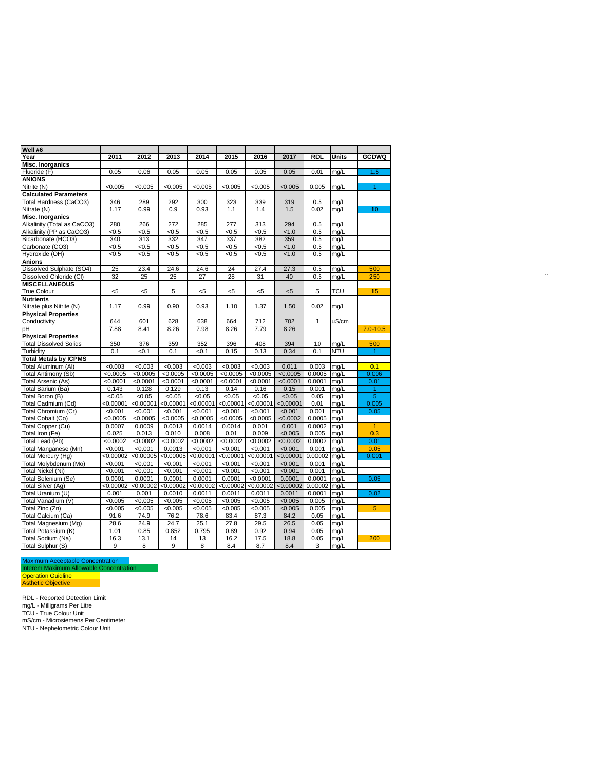| Well #6 | | | | | | | | | | |
|---|---|---|---|---|---|---|---|---|---|---|
| Year | 2011 | 2012 | 2013 | 2014 | 2015 | 2016 | 2017 | RDL | Units | GCDWQ |
| **Misc. Inorganics** | | | | | | | | | | |
| Fluoride (F) | 0.05 | 0.06 | 0.05 | 0.05 | 0.05 | 0.05 | 0.05 | 0.01 | mg/L | 1.5 |
| **ANIONS** | | | | | | | | | | |
| Nitrite (N) | <0.005 | <0.005 | <0.005 | <0.005 | <0.005 | <0.005 | <0.005 | 0.005 | mg/L | 1 |
| **Calculated Parameters** | | | | | | | | | | |
| Total Hardness (CaCO3) | 346 | 289 | 292 | 300 | 323 | 339 | 319 | 0.5 | mg/L | |
| Nitrate (N) | 1.17 | 0.99 | 0.9 | 0.93 | 1.1 | 1.4 | 1.5 | 0.02 | mg/L | 10 |
| **Misc. Inorganics** | | | | | | | | | | |
| Alkalinity (Total as CaCO3) | 280 | 266 | 272 | 285 | 277 | 313 | 294 | 0.5 | mg/L | |
| Alkalinity (PP as CaCO3) | <0.5 | <0.5 | <0.5 | <0.5 | <0.5 | <0.5 | <1.0 | 0.5 | mg/L | |
| Bicarbonate (HCO3) | 340 | 313 | 332 | 347 | 337 | 382 | 359 | 0.5 | mg/L | |
| Carbonate (CO3) | <0.5 | <0.5 | <0.5 | <0.5 | <0.5 | <0.5 | <1.0 | 0.5 | mg/L | |
| Hydroxide (OH) | <0.5 | <0.5 | <0.5 | <0.5 | <0.5 | <0.5 | <1.0 | 0.5 | mg/L | |
| **Anions** | | | | | | | | | | |
| Dissolved Sulphate (SO4) | 25 | 23.4 | 24.6 | 24.6 | 24 | 27.4 | 27.3 | 0.5 | mg/L | 500 |
| Dissolved Chloride (Cl) | 32 | 25 | 25 | 27 | 28 | 31 | 40 | 0.5 | mg/L | 250 |
| **MISCELLANEOUS** | | | | | | | | | | |
| True Colour | <5 | <5 | 5 | <5 | <5 | <5 | <5 | 5 | TCU | 15 |
| **Nutrients** | | | | | | | | | | |
| Nitrate plus Nitrite (N) | 1.17 | 0.99 | 0.90 | 0.93 | 1.10 | 1.37 | 1.50 | 0.02 | mg/L | |
| **Physical Properties** | | | | | | | | | | |
| Conductivity | 644 | 601 | 628 | 638 | 664 | 712 | 702 | 1 | uS/cm | |
| pH | 7.88 | 8.41 | 8.26 | 7.98 | 8.26 | 7.79 | 8.26 | | | 7.0-10.5 |
| **Physical Properties** | | | | | | | | | | |
| Total Dissolved Solids | 350 | 376 | 359 | 352 | 396 | 408 | 394 | 10 | mg/L | 500 |
| Turbidity | 0.1 | <0.1 | 0.1 | <0.1 | 0.15 | 0.13 | 0.34 | 0.1 | NTU | 1 |
| **Total Metals by ICPMS** | | | | | | | | | | |
| Total Aluminum (Al) | <0.003 | <0.003 | <0.003 | <0.003 | <0.003 | <0.003 | 0.011 | 0.003 | mg/L | 0.1 |
| Total Antimony (Sb) | <0.0005 | <0.0005 | <0.0005 | <0.0005 | <0.0005 | <0.0005 | <0.0005 | 0.0005 | mg/L | 0.006 |
| Total Arsenic (As) | <0.0001 | <0.0001 | <0.0001 | <0.0001 | <0.0001 | <0.0001 | <0.0001 | 0.0001 | mg/L | 0.01 |
| Total Barium (Ba) | 0.143 | 0.128 | 0.129 | 0.13 | 0.14 | 0.16 | 0.15 | 0.001 | mg/L | 1 |
| Total Boron (B) | <0.05 | <0.05 | <0.05 | <0.05 | <0.05 | <0.05 | <0.05 | 0.05 | mg/L | 5 |
| Total Cadmium (Cd) | <0.00001 | <0.00001 | <0.00001 | <0.00001 | <0.00001 | <0.00001 | <0.00001 | 0.01 | mg/L | 0.005 |
| Total Chromium (Cr) | <0.001 | <0.001 | <0.001 | <0.001 | <0.001 | <0.001 | <0.001 | 0.001 | mg/L | 0.05 |
| Total Cobalt (Co) | <0.0005 | <0.0005 | <0.0005 | <0.0005 | <0.0005 | <0.0005 | <0.0002 | 0.0005 | mg/L | |
| Total Copper (Cu) | 0.0007 | 0.0009 | 0.0013 | 0.0014 | 0.0014 | 0.001 | 0.001 | 0.0002 | mg/L | 1 |
| Total Iron (Fe) | 0.025 | 0.013 | 0.010 | 0.008 | 0.01 | 0.009 | <0.005 | 0.005 | mg/L | 0.3 |
| Total Lead (Pb) | <0.0002 | <0.0002 | <0.0002 | <0.0002 | <0.0002 | <0.0002 | <0.0002 | 0.0002 | mg/L | 0.01 |
| Total Manganese (Mn) | <0.001 | <0.001 | 0.0013 | <0.001 | <0.001 | <0.001 | <0.001 | 0.001 | mg/L | 0.05 |
| Total Mercury (Hg) | <0.00002 | <0.00005 | <0.00005 | <0.00001 | <0.00001 | <0.00001 | <0.00001 | 0.00002 | mg/L | 0.001 |
| Total Molybdenum (Mo) | <0.001 | <0.001 | <0.001 | <0.001 | <0.001 | <0.001 | <0.001 | 0.001 | mg/L | |
| Total Nickel (Ni) | <0.001 | <0.001 | <0.001 | <0.001 | <0.001 | <0.001 | <0.001 | 0.001 | mg/L | |
| Total Selenium (Se) | 0.0001 | 0.0001 | 0.0001 | 0.0001 | 0.0001 | <0.0001 | 0.0001 | 0.0001 | mg/L | 0.05 |
| Total Silver (Ag) | <0.00002 | <0.00002 | <0.00002 | <0.00002 | <0.00002 | <0.00002 | <0.00002 | 0.00002 | mg/L | |
| Total Uranium (U) | 0.001 | 0.001 | 0.0010 | 0.0011 | 0.0011 | 0.0011 | 0.0011 | 0.0001 | mg/L | 0.02 |
| Total Vanadium (V) | <0.005 | <0.005 | <0.005 | <0.005 | <0.005 | <0.005 | <0.005 | 0.005 | mg/L | |
| Total Zinc (Zn) | <0.005 | <0.005 | <0.005 | <0.005 | <0.005 | <0.005 | <0.005 | 0.005 | mg/L | 5 |
| Total Calcium (Ca) | 91.6 | 74.9 | 76.2 | 78.6 | 83.4 | 87.3 | 84.2 | 0.05 | mg/L | |
| Total Magnesium (Mg) | 28.6 | 24.9 | 24.7 | 25.1 | 27.8 | 29.5 | 26.5 | 0.05 | mg/L | |
| Total Potassium (K) | 1.01 | 0.85 | 0.852 | 0.795 | 0.89 | 0.92 | 0.94 | 0.05 | mg/L | |
| Total Sodium (Na) | 16.3 | 13.1 | 14 | 13 | 16.2 | 17.5 | 18.8 | 0.05 | mg/L | 200 |
| Total Sulphur (S) | 9 | 8 | 9 | 8 | 8.4 | 8.7 | 8.4 | 3 | mg/L | |

Maximum Acceptable Concentration
Interem Maximum Allowable Concentration
Operation Guidline
Asthetic Objective

RDL - Reported Detection Limit
mg/L - Milligrams Per Litre
TCU - True Colour Unit
mS/cm - Microsiemens Per Centimeter
NTU - Nephelometric Colour Unit